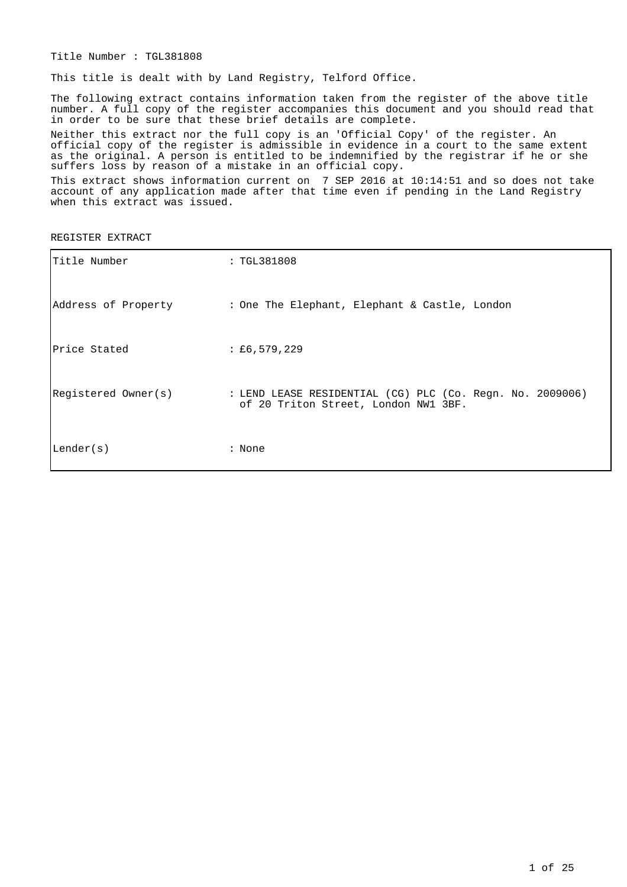Title Number : TGL381808

This title is dealt with by Land Registry, Telford Office.

The following extract contains information taken from the register of the above title number. A full copy of the register accompanies this document and you should read that in order to be sure that these brief details are complete.

Neither this extract nor the full copy is an 'Official Copy' of the register. An official copy of the register is admissible in evidence in a court to the same extent as the original. A person is entitled to be indemnified by the registrar if he or she suffers loss by reason of a mistake in an official copy.

This extract shows information current on 7 SEP 2016 at 10:14:51 and so does not take account of any application made after that time even if pending in the Land Registry when this extract was issued.

REGISTER EXTRACT

| | |
|---|---|
| Title Number | : TGL381808 |
| Address of Property | : One The Elephant, Elephant & Castle, London |
| Price Stated | : £6,579,229 |
| Registered Owner(s) | : LEND LEASE RESIDENTIAL (CG) PLC (Co. Regn. No. 2009006) of 20 Triton Street, London NW1 3BF. |
| Lender(s) | : None |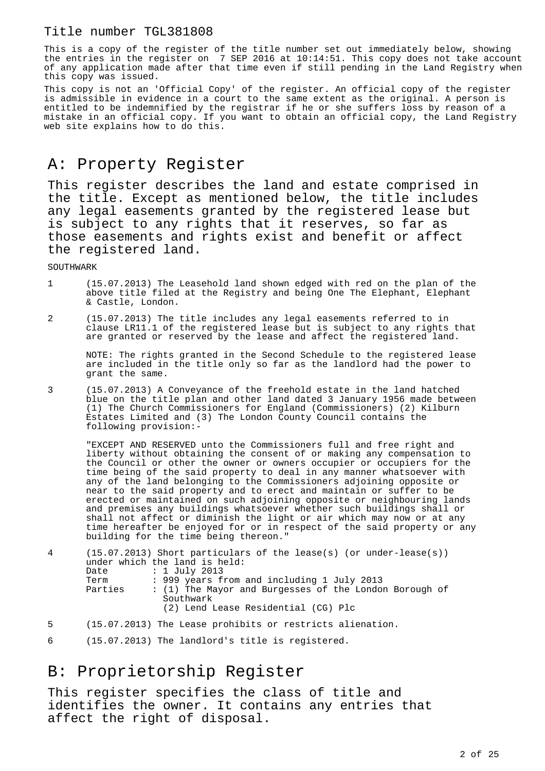Title number TGL381808

This is a copy of the register of the title number set out immediately below, showing the entries in the register on 7 SEP 2016 at 10:14:51. This copy does not take account of any application made after that time even if still pending in the Land Registry when this copy was issued.

This copy is not an 'Official Copy' of the register. An official copy of the register is admissible in evidence in a court to the same extent as the original. A person is entitled to be indemnified by the registrar if he or she suffers loss by reason of a mistake in an official copy. If you want to obtain an official copy, the Land Registry web site explains how to do this.

# A: Property Register

This register describes the land and estate comprised in the title. Except as mentioned below, the title includes any legal easements granted by the registered lease but is subject to any rights that it reserves, so far as those easements and rights exist and benefit or affect the registered land.

SOUTHWARK

1 (15.07.2013) The Leasehold land shown edged with red on the plan of the above title filed at the Registry and being One The Elephant, Elephant & Castle, London.

2 (15.07.2013) The title includes any legal easements referred to in clause LR11.1 of the registered lease but is subject to any rights that are granted or reserved by the lease and affect the registered land.

NOTE: The rights granted in the Second Schedule to the registered lease are included in the title only so far as the landlord had the power to grant the same.

3 (15.07.2013) A Conveyance of the freehold estate in the land hatched blue on the title plan and other land dated 3 January 1956 made between (1) The Church Commissioners for England (Commissioners) (2) Kilburn Estates Limited and (3) The London County Council contains the following provision:-

"EXCEPT AND RESERVED unto the Commissioners full and free right and liberty without obtaining the consent of or making any compensation to the Council or other the owner or owners occupier or occupiers for the time being of the said property to deal in any manner whatsoever with any of the land belonging to the Commissioners adjoining opposite or near to the said property and to erect and maintain or suffer to be erected or maintained on such adjoining opposite or neighbouring lands and premises any buildings whatsoever whether such buildings shall or shall not affect or diminish the light or air which may now or at any time hereafter be enjoyed for or in respect of the said property or any building for the time being thereon."

4 (15.07.2013) Short particulars of the lease(s) (or under-lease(s)) under which the land is held:
Date : 1 July 2013
Term : 999 years from and including 1 July 2013
Parties : (1) The Mayor and Burgesses of the London Borough of Southwark
(2) Lend Lease Residential (CG) Plc

5 (15.07.2013) The Lease prohibits or restricts alienation.

6 (15.07.2013) The landlord's title is registered.

# B: Proprietorship Register

This register specifies the class of title and identifies the owner. It contains any entries that affect the right of disposal.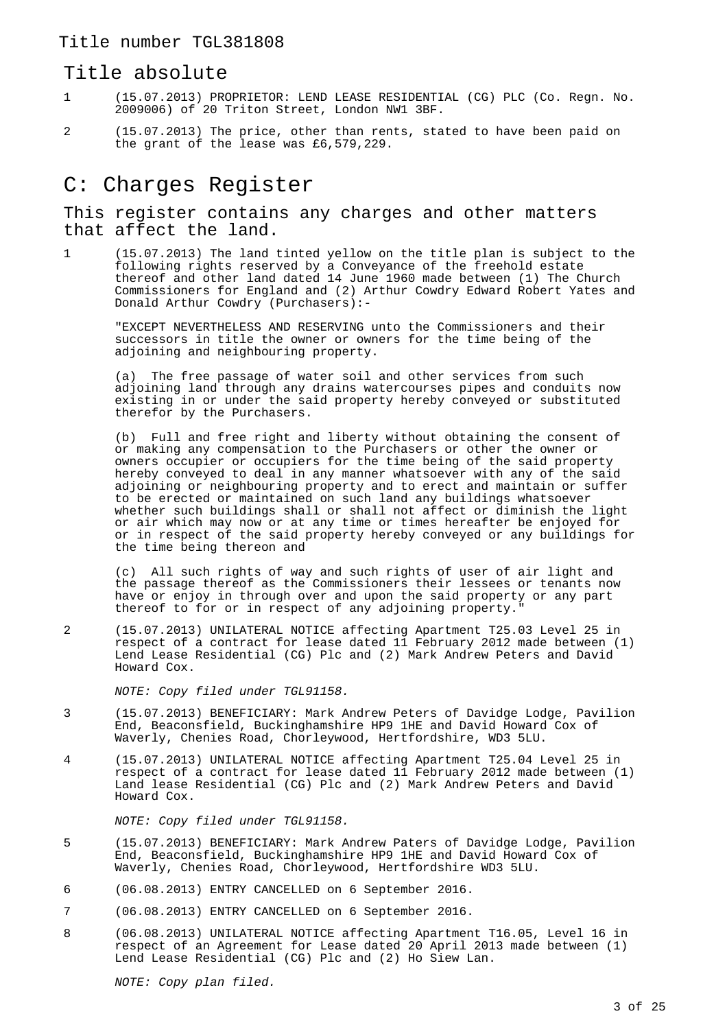Title number TGL381808

## Title absolute

1 (15.07.2013) PROPRIETOR: LEND LEASE RESIDENTIAL (CG) PLC (Co. Regn. No. 2009006) of 20 Triton Street, London NW1 3BF.

2 (15.07.2013) The price, other than rents, stated to have been paid on the grant of the lease was £6,579,229.

# C: Charges Register

## This register contains any charges and other matters that affect the land.

1 (15.07.2013) The land tinted yellow on the title plan is subject to the following rights reserved by a Conveyance of the freehold estate thereof and other land dated 14 June 1960 made between (1) The Church Commissioners for England and (2) Arthur Cowdry Edward Robert Yates and Donald Arthur Cowdry (Purchasers):-

"EXCEPT NEVERTHELESS AND RESERVING unto the Commissioners and their successors in title the owner or owners for the time being of the adjoining and neighbouring property.

(a) The free passage of water soil and other services from such adjoining land through any drains watercourses pipes and conduits now existing in or under the said property hereby conveyed or substituted therefor by the Purchasers.

(b) Full and free right and liberty without obtaining the consent of or making any compensation to the Purchasers or other the owner or owners occupier or occupiers for the time being of the said property hereby conveyed to deal in any manner whatsoever with any of the said adjoining or neighbouring property and to erect and maintain or suffer to be erected or maintained on such land any buildings whatsoever whether such buildings shall or shall not affect or diminish the light or air which may now or at any time or times hereafter be enjoyed for or in respect of the said property hereby conveyed or any buildings for the time being thereon and

(c) All such rights of way and such rights of user of air light and the passage thereof as the Commissioners their lessees or tenants now have or enjoy in through over and upon the said property or any part thereof to for or in respect of any adjoining property."

2 (15.07.2013) UNILATERAL NOTICE affecting Apartment T25.03 Level 25 in respect of a contract for lease dated 11 February 2012 made between (1) Lend Lease Residential (CG) Plc and (2) Mark Andrew Peters and David Howard Cox.

*NOTE: Copy filed under TGL91158.*

3 (15.07.2013) BENEFICIARY: Mark Andrew Peters of Davidge Lodge, Pavilion End, Beaconsfield, Buckinghamshire HP9 1HE and David Howard Cox of Waverly, Chenies Road, Chorleywood, Hertfordshire, WD3 5LU.

4 (15.07.2013) UNILATERAL NOTICE affecting Apartment T25.04 Level 25 in respect of a contract for lease dated 11 February 2012 made between (1) Land lease Residential (CG) Plc and (2) Mark Andrew Peters and David Howard Cox.

*NOTE: Copy filed under TGL91158.*

5 (15.07.2013) BENEFICIARY: Mark Andrew Paters of Davidge Lodge, Pavilion End, Beaconsfield, Buckinghamshire HP9 1HE and David Howard Cox of Waverly, Chenies Road, Chorleywood, Hertfordshire WD3 5LU.

6 (06.08.2013) ENTRY CANCELLED on 6 September 2016.

7 (06.08.2013) ENTRY CANCELLED on 6 September 2016.

8 (06.08.2013) UNILATERAL NOTICE affecting Apartment T16.05, Level 16 in respect of an Agreement for Lease dated 20 April 2013 made between (1) Lend Lease Residential (CG) Plc and (2) Ho Siew Lan.

*NOTE: Copy plan filed.*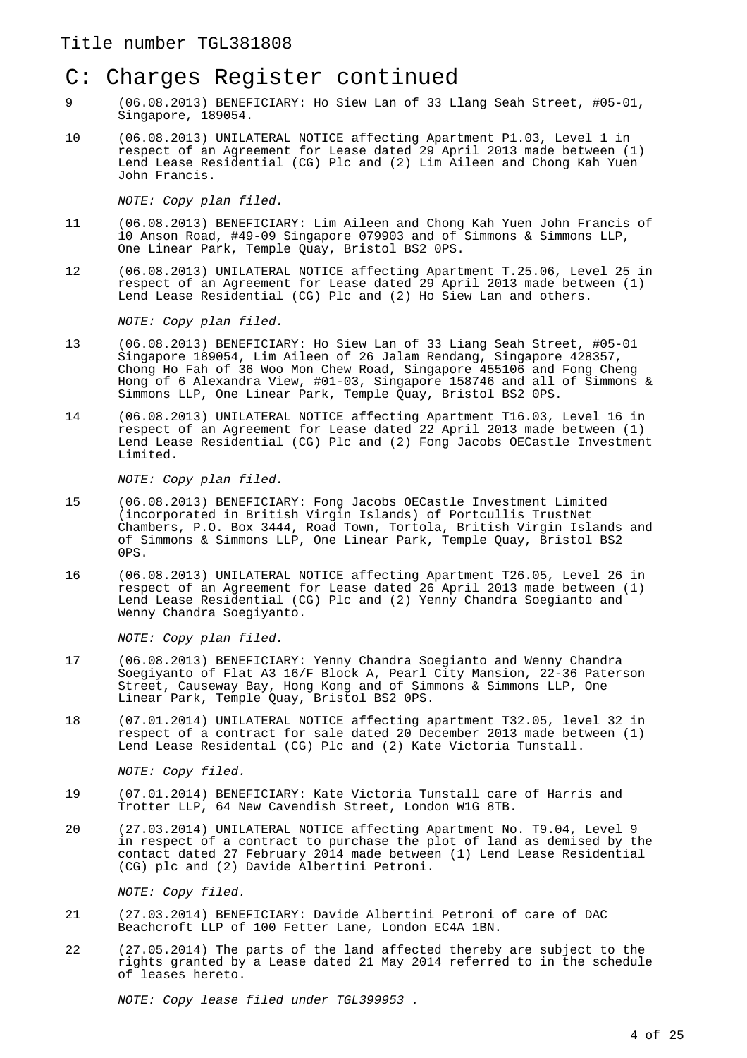Title number TGL381808

# C: Charges Register continued

9 (06.08.2013) BENEFICIARY: Ho Siew Lan of 33 Llang Seah Street, #05-01, Singapore, 189054.

10 (06.08.2013) UNILATERAL NOTICE affecting Apartment P1.03, Level 1 in respect of an Agreement for Lease dated 29 April 2013 made between (1) Lend Lease Residential (CG) Plc and (2) Lim Aileen and Chong Kah Yuen John Francis.

*NOTE: Copy plan filed.*

11 (06.08.2013) BENEFICIARY: Lim Aileen and Chong Kah Yuen John Francis of 10 Anson Road, #49-09 Singapore 079903 and of Simmons & Simmons LLP, One Linear Park, Temple Quay, Bristol BS2 0PS.

12 (06.08.2013) UNILATERAL NOTICE affecting Apartment T.25.06, Level 25 in respect of an Agreement for Lease dated 29 April 2013 made between (1) Lend Lease Residential (CG) Plc and (2) Ho Siew Lan and others.

*NOTE: Copy plan filed.*

13 (06.08.2013) BENEFICIARY: Ho Siew Lan of 33 Liang Seah Street, #05-01 Singapore 189054, Lim Aileen of 26 Jalam Rendang, Singapore 428357, Chong Ho Fah of 36 Woo Mon Chew Road, Singapore 455106 and Fong Cheng Hong of 6 Alexandra View, #01-03, Singapore 158746 and all of Simmons & Simmons LLP, One Linear Park, Temple Quay, Bristol BS2 0PS.

14 (06.08.2013) UNILATERAL NOTICE affecting Apartment T16.03, Level 16 in respect of an Agreement for Lease dated 22 April 2013 made between (1) Lend Lease Residential (CG) Plc and (2) Fong Jacobs OECastle Investment Limited.

*NOTE: Copy plan filed.*

15 (06.08.2013) BENEFICIARY: Fong Jacobs OECastle Investment Limited (incorporated in British Virgin Islands) of Portcullis TrustNet Chambers, P.O. Box 3444, Road Town, Tortola, British Virgin Islands and of Simmons & Simmons LLP, One Linear Park, Temple Quay, Bristol BS2 0PS.

16 (06.08.2013) UNILATERAL NOTICE affecting Apartment T26.05, Level 26 in respect of an Agreement for Lease dated 26 April 2013 made between (1) Lend Lease Residential (CG) Plc and (2) Yenny Chandra Soegianto and Wenny Chandra Soegiyanto.

*NOTE: Copy plan filed.*

17 (06.08.2013) BENEFICIARY: Yenny Chandra Soegianto and Wenny Chandra Soegiyanto of Flat A3 16/F Block A, Pearl City Mansion, 22-36 Paterson Street, Causeway Bay, Hong Kong and of Simmons & Simmons LLP, One Linear Park, Temple Quay, Bristol BS2 0PS.

18 (07.01.2014) UNILATERAL NOTICE affecting apartment T32.05, level 32 in respect of a contract for sale dated 20 December 2013 made between (1) Lend Lease Residental (CG) Plc and (2) Kate Victoria Tunstall.

*NOTE: Copy filed.*

19 (07.01.2014) BENEFICIARY: Kate Victoria Tunstall care of Harris and Trotter LLP, 64 New Cavendish Street, London W1G 8TB.

20 (27.03.2014) UNILATERAL NOTICE affecting Apartment No. T9.04, Level 9 in respect of a contract to purchase the plot of land as demised by the contact dated 27 February 2014 made between (1) Lend Lease Residential (CG) plc and (2) Davide Albertini Petroni.

*NOTE: Copy filed.*

21 (27.03.2014) BENEFICIARY: Davide Albertini Petroni of care of DAC Beachcroft LLP of 100 Fetter Lane, London EC4A 1BN.

22 (27.05.2014) The parts of the land affected thereby are subject to the rights granted by a Lease dated 21 May 2014 referred to in the schedule of leases hereto.

*NOTE: Copy lease filed under TGL399953 .*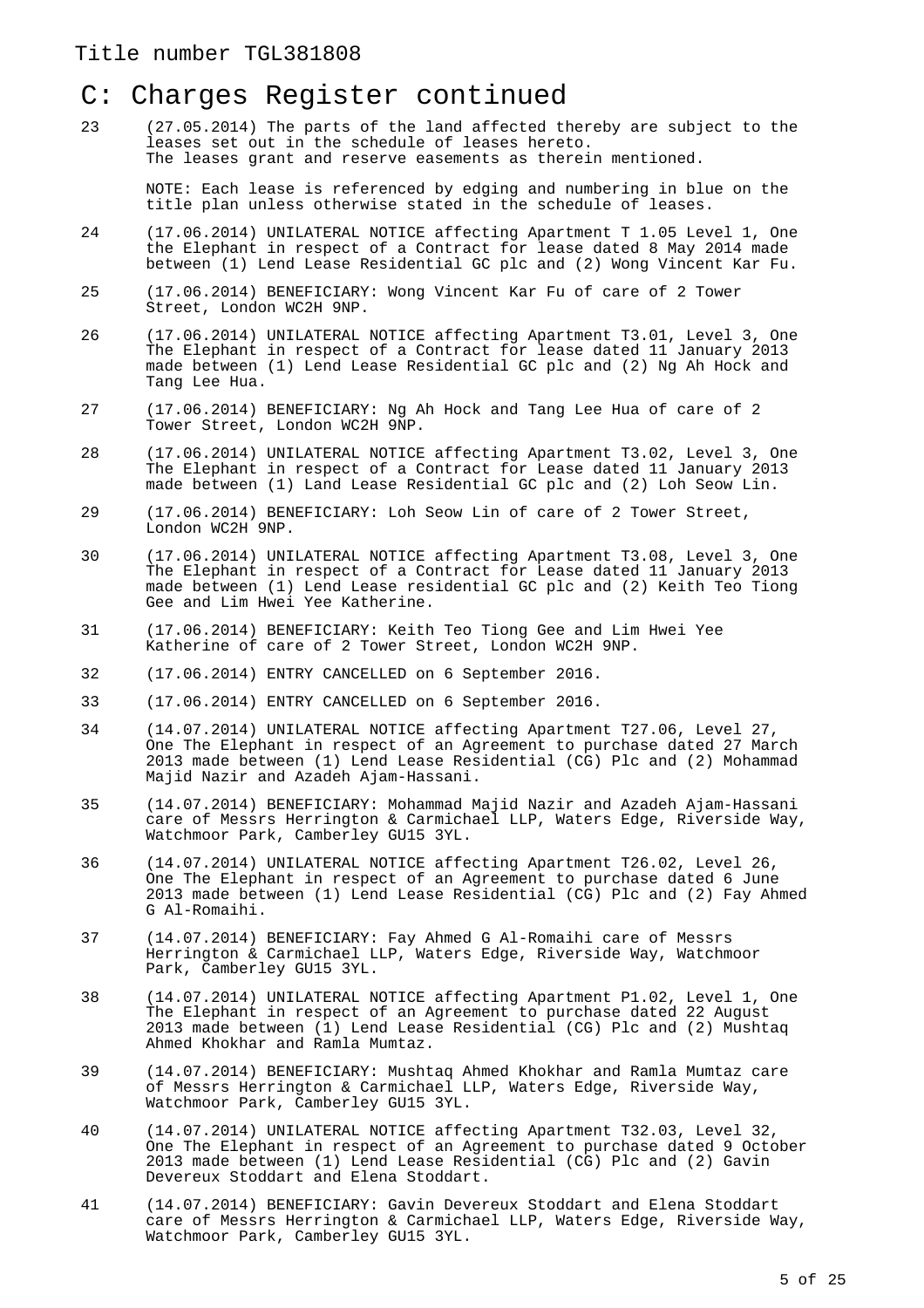Title number TGL381808

## C: Charges Register continued

23 (27.05.2014) The parts of the land affected thereby are subject to the leases set out in the schedule of leases hereto. The leases grant and reserve easements as therein mentioned.

NOTE: Each lease is referenced by edging and numbering in blue on the title plan unless otherwise stated in the schedule of leases.

24 (17.06.2014) UNILATERAL NOTICE affecting Apartment T 1.05 Level 1, One the Elephant in respect of a Contract for lease dated 8 May 2014 made between (1) Lend Lease Residential GC plc and (2) Wong Vincent Kar Fu.

25 (17.06.2014) BENEFICIARY: Wong Vincent Kar Fu of care of 2 Tower Street, London WC2H 9NP.

26 (17.06.2014) UNILATERAL NOTICE affecting Apartment T3.01, Level 3, One The Elephant in respect of a Contract for lease dated 11 January 2013 made between (1) Lend Lease Residential GC plc and (2) Ng Ah Hock and Tang Lee Hua.

27 (17.06.2014) BENEFICIARY: Ng Ah Hock and Tang Lee Hua of care of 2 Tower Street, London WC2H 9NP.

28 (17.06.2014) UNILATERAL NOTICE affecting Apartment T3.02, Level 3, One The Elephant in respect of a Contract for Lease dated 11 January 2013 made between (1) Land Lease Residential GC plc and (2) Loh Seow Lin.

29 (17.06.2014) BENEFICIARY: Loh Seow Lin of care of 2 Tower Street, London WC2H 9NP.

30 (17.06.2014) UNILATERAL NOTICE affecting Apartment T3.08, Level 3, One The Elephant in respect of a Contract for Lease dated 11 January 2013 made between (1) Lend Lease residential GC plc and (2) Keith Teo Tiong Gee and Lim Hwei Yee Katherine.

31 (17.06.2014) BENEFICIARY: Keith Teo Tiong Gee and Lim Hwei Yee Katherine of care of 2 Tower Street, London WC2H 9NP.

32 (17.06.2014) ENTRY CANCELLED on 6 September 2016.

33 (17.06.2014) ENTRY CANCELLED on 6 September 2016.

34 (14.07.2014) UNILATERAL NOTICE affecting Apartment T27.06, Level 27, One The Elephant in respect of an Agreement to purchase dated 27 March 2013 made between (1) Lend Lease Residential (CG) Plc and (2) Mohammad Majid Nazir and Azadeh Ajam-Hassani.

35 (14.07.2014) BENEFICIARY: Mohammad Majid Nazir and Azadeh Ajam-Hassani care of Messrs Herrington & Carmichael LLP, Waters Edge, Riverside Way, Watchmoor Park, Camberley GU15 3YL.

36 (14.07.2014) UNILATERAL NOTICE affecting Apartment T26.02, Level 26, One The Elephant in respect of an Agreement to purchase dated 6 June 2013 made between (1) Lend Lease Residential (CG) Plc and (2) Fay Ahmed G Al-Romaihi.

37 (14.07.2014) BENEFICIARY: Fay Ahmed G Al-Romaihi care of Messrs Herrington & Carmichael LLP, Waters Edge, Riverside Way, Watchmoor Park, Camberley GU15 3YL.

38 (14.07.2014) UNILATERAL NOTICE affecting Apartment P1.02, Level 1, One The Elephant in respect of an Agreement to purchase dated 22 August 2013 made between (1) Lend Lease Residential (CG) Plc and (2) Mushtaq Ahmed Khokhar and Ramla Mumtaz.

39 (14.07.2014) BENEFICIARY: Mushtaq Ahmed Khokhar and Ramla Mumtaz care of Messrs Herrington & Carmichael LLP, Waters Edge, Riverside Way, Watchmoor Park, Camberley GU15 3YL.

40 (14.07.2014) UNILATERAL NOTICE affecting Apartment T32.03, Level 32, One The Elephant in respect of an Agreement to purchase dated 9 October 2013 made between (1) Lend Lease Residential (CG) Plc and (2) Gavin Devereux Stoddart and Elena Stoddart.

41 (14.07.2014) BENEFICIARY: Gavin Devereux Stoddart and Elena Stoddart care of Messrs Herrington & Carmichael LLP, Waters Edge, Riverside Way, Watchmoor Park, Camberley GU15 3YL.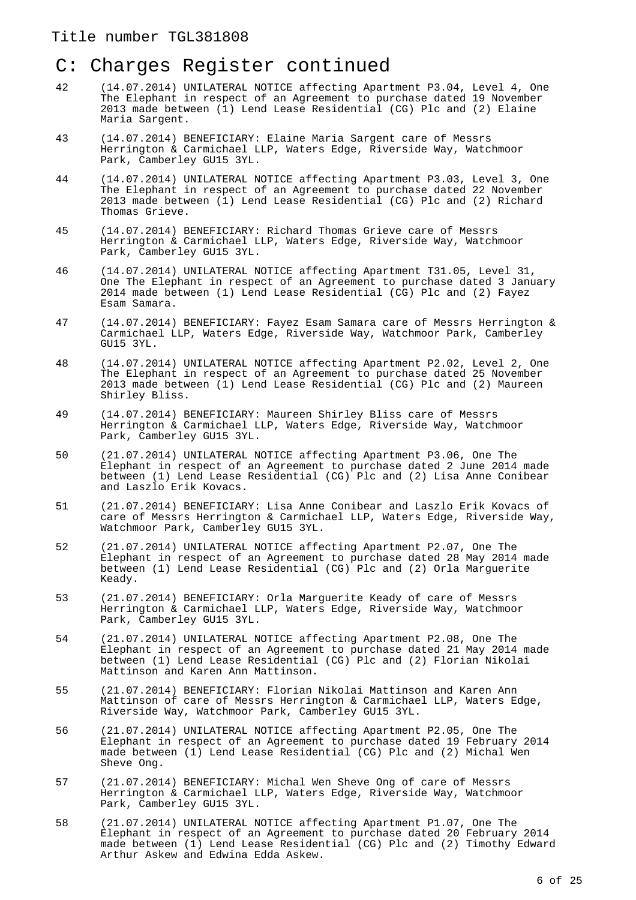Title number TGL381808

## C: Charges Register continued

42 (14.07.2014) UNILATERAL NOTICE affecting Apartment P3.04, Level 4, One The Elephant in respect of an Agreement to purchase dated 19 November 2013 made between (1) Lend Lease Residential (CG) Plc and (2) Elaine Maria Sargent.

43 (14.07.2014) BENEFICIARY: Elaine Maria Sargent care of Messrs Herrington & Carmichael LLP, Waters Edge, Riverside Way, Watchmoor Park, Camberley GU15 3YL.

44 (14.07.2014) UNILATERAL NOTICE affecting Apartment P3.03, Level 3, One The Elephant in respect of an Agreement to purchase dated 22 November 2013 made between (1) Lend Lease Residential (CG) Plc and (2) Richard Thomas Grieve.

45 (14.07.2014) BENEFICIARY: Richard Thomas Grieve care of Messrs Herrington & Carmichael LLP, Waters Edge, Riverside Way, Watchmoor Park, Camberley GU15 3YL.

46 (14.07.2014) UNILATERAL NOTICE affecting Apartment T31.05, Level 31, One The Elephant in respect of an Agreement to purchase dated 3 January 2014 made between (1) Lend Lease Residential (CG) Plc and (2) Fayez Esam Samara.

47 (14.07.2014) BENEFICIARY: Fayez Esam Samara care of Messrs Herrington & Carmichael LLP, Waters Edge, Riverside Way, Watchmoor Park, Camberley GU15 3YL.

48 (14.07.2014) UNILATERAL NOTICE affecting Apartment P2.02, Level 2, One The Elephant in respect of an Agreement to purchase dated 25 November 2013 made between (1) Lend Lease Residential (CG) Plc and (2) Maureen Shirley Bliss.

49 (14.07.2014) BENEFICIARY: Maureen Shirley Bliss care of Messrs Herrington & Carmichael LLP, Waters Edge, Riverside Way, Watchmoor Park, Camberley GU15 3YL.

50 (21.07.2014) UNILATERAL NOTICE affecting Apartment P3.06, One The Elephant in respect of an Agreement to purchase dated 2 June 2014 made between (1) Lend Lease Residential (CG) Plc and (2) Lisa Anne Conibear and Laszlo Erik Kovacs.

51 (21.07.2014) BENEFICIARY: Lisa Anne Conibear and Laszlo Erik Kovacs of care of Messrs Herrington & Carmichael LLP, Waters Edge, Riverside Way, Watchmoor Park, Camberley GU15 3YL.

52 (21.07.2014) UNILATERAL NOTICE affecting Apartment P2.07, One The Elephant in respect of an Agreement to purchase dated 28 May 2014 made between (1) Lend Lease Residential (CG) Plc and (2) Orla Marguerite Keady.

53 (21.07.2014) BENEFICIARY: Orla Marguerite Keady of care of Messrs Herrington & Carmichael LLP, Waters Edge, Riverside Way, Watchmoor Park, Camberley GU15 3YL.

54 (21.07.2014) UNILATERAL NOTICE affecting Apartment P2.08, One The Elephant in respect of an Agreement to purchase dated 21 May 2014 made between (1) Lend Lease Residential (CG) Plc and (2) Florian Nikolai Mattinson and Karen Ann Mattinson.

55 (21.07.2014) BENEFICIARY: Florian Nikolai Mattinson and Karen Ann Mattinson of care of Messrs Herrington & Carmichael LLP, Waters Edge, Riverside Way, Watchmoor Park, Camberley GU15 3YL.

56 (21.07.2014) UNILATERAL NOTICE affecting Apartment P2.05, One The Elephant in respect of an Agreement to purchase dated 19 February 2014 made between (1) Lend Lease Residential (CG) Plc and (2) Michal Wen Sheve Ong.

57 (21.07.2014) BENEFICIARY: Michal Wen Sheve Ong of care of Messrs Herrington & Carmichael LLP, Waters Edge, Riverside Way, Watchmoor Park, Camberley GU15 3YL.

58 (21.07.2014) UNILATERAL NOTICE affecting Apartment P1.07, One The Elephant in respect of an Agreement to purchase dated 20 February 2014 made between (1) Lend Lease Residential (CG) Plc and (2) Timothy Edward Arthur Askew and Edwina Edda Askew.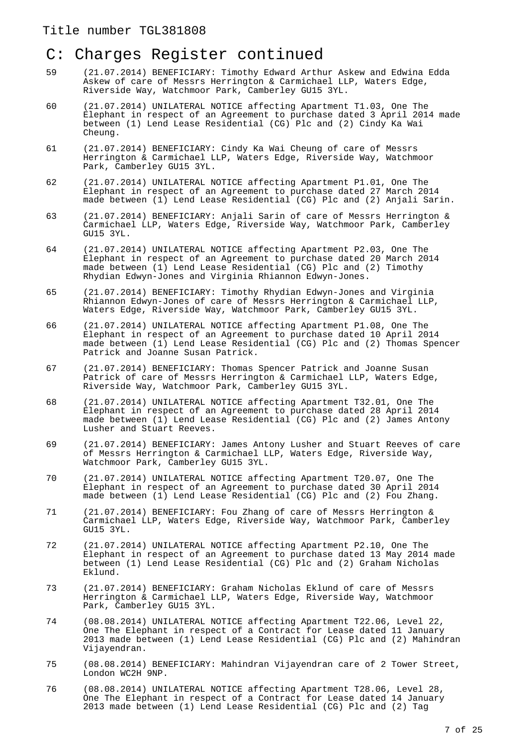## C: Charges Register continued

59 (21.07.2014) BENEFICIARY: Timothy Edward Arthur Askew and Edwina Edda Askew of care of Messrs Herrington & Carmichael LLP, Waters Edge, Riverside Way, Watchmoor Park, Camberley GU15 3YL.

60 (21.07.2014) UNILATERAL NOTICE affecting Apartment T1.03, One The Elephant in respect of an Agreement to purchase dated 3 April 2014 made between (1) Lend Lease Residential (CG) Plc and (2) Cindy Ka Wai Cheung.

61 (21.07.2014) BENEFICIARY: Cindy Ka Wai Cheung of care of Messrs Herrington & Carmichael LLP, Waters Edge, Riverside Way, Watchmoor Park, Camberley GU15 3YL.

62 (21.07.2014) UNILATERAL NOTICE affecting Apartment P1.01, One The Elephant in respect of an Agreement to purchase dated 27 March 2014 made between (1) Lend Lease Residential (CG) Plc and (2) Anjali Sarin.

63 (21.07.2014) BENEFICIARY: Anjali Sarin of care of Messrs Herrington & Carmichael LLP, Waters Edge, Riverside Way, Watchmoor Park, Camberley GU15 3YL.

64 (21.07.2014) UNILATERAL NOTICE affecting Apartment P2.03, One The Elephant in respect of an Agreement to purchase dated 20 March 2014 made between (1) Lend Lease Residential (CG) Plc and (2) Timothy Rhydian Edwyn-Jones and Virginia Rhiannon Edwyn-Jones.

65 (21.07.2014) BENEFICIARY: Timothy Rhydian Edwyn-Jones and Virginia Rhiannon Edwyn-Jones of care of Messrs Herrington & Carmichael LLP, Waters Edge, Riverside Way, Watchmoor Park, Camberley GU15 3YL.

66 (21.07.2014) UNILATERAL NOTICE affecting Apartment P1.08, One The Elephant in respect of an Agreement to purchase dated 10 April 2014 made between (1) Lend Lease Residential (CG) Plc and (2) Thomas Spencer Patrick and Joanne Susan Patrick.

67 (21.07.2014) BENEFICIARY: Thomas Spencer Patrick and Joanne Susan Patrick of care of Messrs Herrington & Carmichael LLP, Waters Edge, Riverside Way, Watchmoor Park, Camberley GU15 3YL.

68 (21.07.2014) UNILATERAL NOTICE affecting Apartment T32.01, One The Elephant in respect of an Agreement to purchase dated 28 April 2014 made between (1) Lend Lease Residential (CG) Plc and (2) James Antony Lusher and Stuart Reeves.

69 (21.07.2014) BENEFICIARY: James Antony Lusher and Stuart Reeves of care of Messrs Herrington & Carmichael LLP, Waters Edge, Riverside Way, Watchmoor Park, Camberley GU15 3YL.

70 (21.07.2014) UNILATERAL NOTICE affecting Apartment T20.07, One The Elephant in respect of an Agreement to purchase dated 30 April 2014 made between (1) Lend Lease Residential (CG) Plc and (2) Fou Zhang.

71 (21.07.2014) BENEFICIARY: Fou Zhang of care of Messrs Herrington & Carmichael LLP, Waters Edge, Riverside Way, Watchmoor Park, Camberley GU15 3YL.

72 (21.07.2014) UNILATERAL NOTICE affecting Apartment P2.10, One The Elephant in respect of an Agreement to purchase dated 13 May 2014 made between (1) Lend Lease Residential (CG) Plc and (2) Graham Nicholas Eklund.

73 (21.07.2014) BENEFICIARY: Graham Nicholas Eklund of care of Messrs Herrington & Carmichael LLP, Waters Edge, Riverside Way, Watchmoor Park, Camberley GU15 3YL.

74 (08.08.2014) UNILATERAL NOTICE affecting Apartment T22.06, Level 22, One The Elephant in respect of a Contract for Lease dated 11 January 2013 made between (1) Lend Lease Residential (CG) Plc and (2) Mahindran Vijayendran.

75 (08.08.2014) BENEFICIARY: Mahindran Vijayendran care of 2 Tower Street, London WC2H 9NP.

76 (08.08.2014) UNILATERAL NOTICE affecting Apartment T28.06, Level 28, One The Elephant in respect of a Contract for Lease dated 14 January 2013 made between (1) Lend Lease Residential (CG) Plc and (2) Tag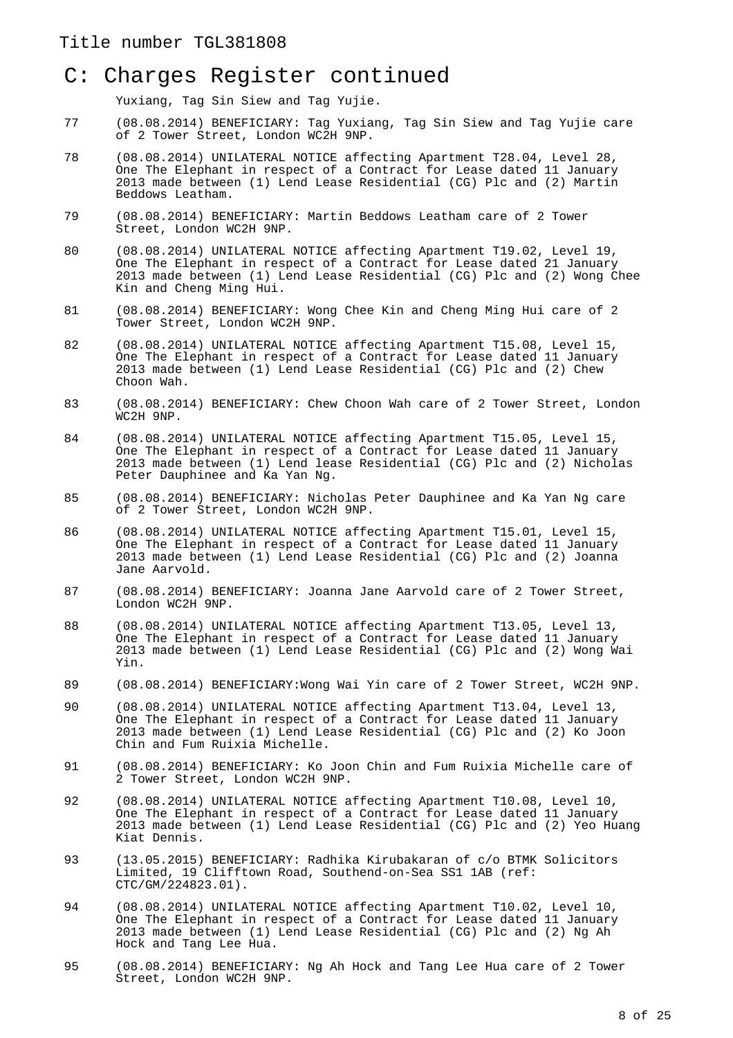Title number TGL381808

# C: Charges Register continued

Yuxiang, Tag Sin Siew and Tag Yujie.

77 (08.08.2014) BENEFICIARY: Tag Yuxiang, Tag Sin Siew and Tag Yujie care of 2 Tower Street, London WC2H 9NP.

78 (08.08.2014) UNILATERAL NOTICE affecting Apartment T28.04, Level 28, One The Elephant in respect of a Contract for Lease dated 11 January 2013 made between (1) Lend Lease Residential (CG) Plc and (2) Martin Beddows Leatham.

79 (08.08.2014) BENEFICIARY: Martin Beddows Leatham care of 2 Tower Street, London WC2H 9NP.

80 (08.08.2014) UNILATERAL NOTICE affecting Apartment T19.02, Level 19, One The Elephant in respect of a Contract for Lease dated 21 January 2013 made between (1) Lend Lease Residential (CG) Plc and (2) Wong Chee Kin and Cheng Ming Hui.

81 (08.08.2014) BENEFICIARY: Wong Chee Kin and Cheng Ming Hui care of 2 Tower Street, London WC2H 9NP.

82 (08.08.2014) UNILATERAL NOTICE affecting Apartment T15.08, Level 15, One The Elephant in respect of a Contract for Lease dated 11 January 2013 made between (1) Lend Lease Residential (CG) Plc and (2) Chew Choon Wah.

83 (08.08.2014) BENEFICIARY: Chew Choon Wah care of 2 Tower Street, London WC2H 9NP.

84 (08.08.2014) UNILATERAL NOTICE affecting Apartment T15.05, Level 15, One The Elephant in respect of a Contract for Lease dated 11 January 2013 made between (1) Lend lease Residential (CG) Plc and (2) Nicholas Peter Dauphinee and Ka Yan Ng.

85 (08.08.2014) BENEFICIARY: Nicholas Peter Dauphinee and Ka Yan Ng care of 2 Tower Street, London WC2H 9NP.

86 (08.08.2014) UNILATERAL NOTICE affecting Apartment T15.01, Level 15, One The Elephant in respect of a Contract for Lease dated 11 January 2013 made between (1) Lend Lease Residential (CG) Plc and (2) Joanna Jane Aarvold.

87 (08.08.2014) BENEFICIARY: Joanna Jane Aarvold care of 2 Tower Street, London WC2H 9NP.

88 (08.08.2014) UNILATERAL NOTICE affecting Apartment T13.05, Level 13, One The Elephant in respect of a Contract for Lease dated 11 January 2013 made between (1) Lend Lease Residential (CG) Plc and (2) Wong Wai Yin.

89 (08.08.2014) BENEFICIARY:Wong Wai Yin care of 2 Tower Street, WC2H 9NP.

90 (08.08.2014) UNILATERAL NOTICE affecting Apartment T13.04, Level 13, One The Elephant in respect of a Contract for Lease dated 11 January 2013 made between (1) Lend Lease Residential (CG) Plc and (2) Ko Joon Chin and Fum Ruixia Michelle.

91 (08.08.2014) BENEFICIARY: Ko Joon Chin and Fum Ruixia Michelle care of 2 Tower Street, London WC2H 9NP.

92 (08.08.2014) UNILATERAL NOTICE affecting Apartment T10.08, Level 10, One The Elephant in respect of a Contract for Lease dated 11 January 2013 made between (1) Lend Lease Residential (CG) Plc and (2) Yeo Huang Kiat Dennis.

93 (13.05.2015) BENEFICIARY: Radhika Kirubakaran of c/o BTMK Solicitors Limited, 19 Clifftown Road, Southend-on-Sea SS1 1AB (ref: CTC/GM/224823.01).

94 (08.08.2014) UNILATERAL NOTICE affecting Apartment T10.02, Level 10, One The Elephant in respect of a Contract for Lease dated 11 January 2013 made between (1) Lend Lease Residential (CG) Plc and (2) Ng Ah Hock and Tang Lee Hua.

95 (08.08.2014) BENEFICIARY: Ng Ah Hock and Tang Lee Hua care of 2 Tower Street, London WC2H 9NP.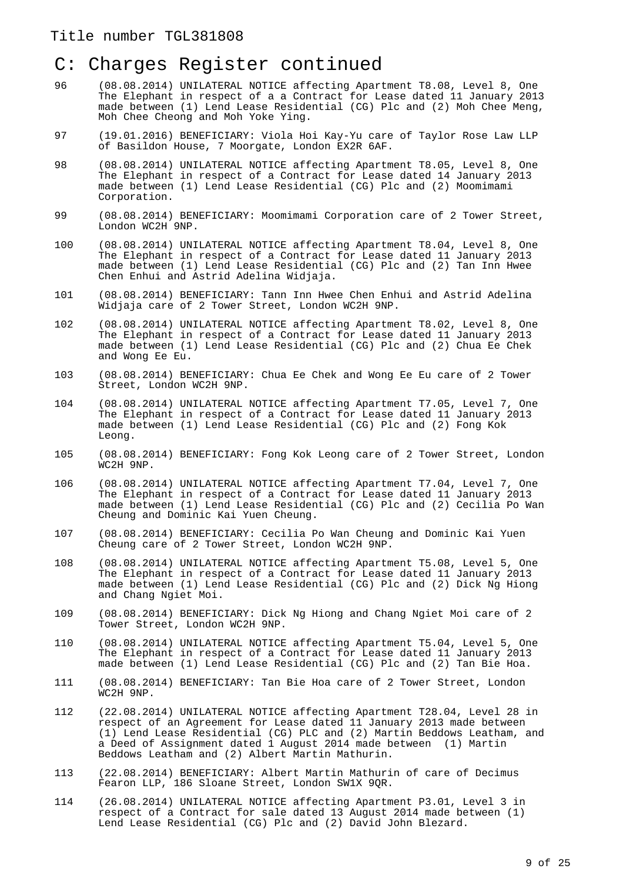Title number TGL381808

## C: Charges Register continued

96 (08.08.2014) UNILATERAL NOTICE affecting Apartment T8.08, Level 8, One The Elephant in respect of a a Contract for Lease dated 11 January 2013 made between (1) Lend Lease Residential (CG) Plc and (2) Moh Chee Meng, Moh Chee Cheong and Moh Yoke Ying.

97 (19.01.2016) BENEFICIARY: Viola Hoi Kay-Yu care of Taylor Rose Law LLP of Basildon House, 7 Moorgate, London EX2R 6AF.

98 (08.08.2014) UNILATERAL NOTICE affecting Apartment T8.05, Level 8, One The Elephant in respect of a Contract for Lease dated 14 January 2013 made between (1) Lend Lease Residential (CG) Plc and (2) Moomimami Corporation.

99 (08.08.2014) BENEFICIARY: Moomimami Corporation care of 2 Tower Street, London WC2H 9NP.

100 (08.08.2014) UNILATERAL NOTICE affecting Apartment T8.04, Level 8, One The Elephant in respect of a Contract for Lease dated 11 January 2013 made between (1) Lend Lease Residential (CG) Plc and (2) Tan Inn Hwee Chen Enhui and Astrid Adelina Widjaja.

101 (08.08.2014) BENEFICIARY: Tann Inn Hwee Chen Enhui and Astrid Adelina Widjaja care of 2 Tower Street, London WC2H 9NP.

102 (08.08.2014) UNILATERAL NOTICE affecting Apartment T8.02, Level 8, One The Elephant in respect of a Contract for Lease dated 11 January 2013 made between (1) Lend Lease Residential (CG) Plc and (2) Chua Ee Chek and Wong Ee Eu.

103 (08.08.2014) BENEFICIARY: Chua Ee Chek and Wong Ee Eu care of 2 Tower Street, London WC2H 9NP.

104 (08.08.2014) UNILATERAL NOTICE affecting Apartment T7.05, Level 7, One The Elephant in respect of a Contract for Lease dated 11 January 2013 made between (1) Lend Lease Residential (CG) Plc and (2) Fong Kok Leong.

105 (08.08.2014) BENEFICIARY: Fong Kok Leong care of 2 Tower Street, London WC2H 9NP.

106 (08.08.2014) UNILATERAL NOTICE affecting Apartment T7.04, Level 7, One The Elephant in respect of a Contract for Lease dated 11 January 2013 made between (1) Lend Lease Residential (CG) Plc and (2) Cecilia Po Wan Cheung and Dominic Kai Yuen Cheung.

107 (08.08.2014) BENEFICIARY: Cecilia Po Wan Cheung and Dominic Kai Yuen Cheung care of 2 Tower Street, London WC2H 9NP.

108 (08.08.2014) UNILATERAL NOTICE affecting Apartment T5.08, Level 5, One The Elephant in respect of a Contract for Lease dated 11 January 2013 made between (1) Lend Lease Residential (CG) Plc and (2) Dick Ng Hiong and Chang Ngiet Moi.

109 (08.08.2014) BENEFICIARY: Dick Ng Hiong and Chang Ngiet Moi care of 2 Tower Street, London WC2H 9NP.

110 (08.08.2014) UNILATERAL NOTICE affecting Apartment T5.04, Level 5, One The Elephant in respect of a Contract for Lease dated 11 January 2013 made between (1) Lend Lease Residential (CG) Plc and (2) Tan Bie Hoa.

111 (08.08.2014) BENEFICIARY: Tan Bie Hoa care of 2 Tower Street, London WC2H 9NP.

112 (22.08.2014) UNILATERAL NOTICE affecting Apartment T28.04, Level 28 in respect of an Agreement for Lease dated 11 January 2013 made between (1) Lend Lease Residential (CG) PLC and (2) Martin Beddows Leatham, and a Deed of Assignment dated 1 August 2014 made between (1) Martin Beddows Leatham and (2) Albert Martin Mathurin.

113 (22.08.2014) BENEFICIARY: Albert Martin Mathurin of care of Decimus Fearon LLP, 186 Sloane Street, London SW1X 9QR.

114 (26.08.2014) UNILATERAL NOTICE affecting Apartment P3.01, Level 3 in respect of a Contract for sale dated 13 August 2014 made between (1) Lend Lease Residential (CG) Plc and (2) David John Blezard.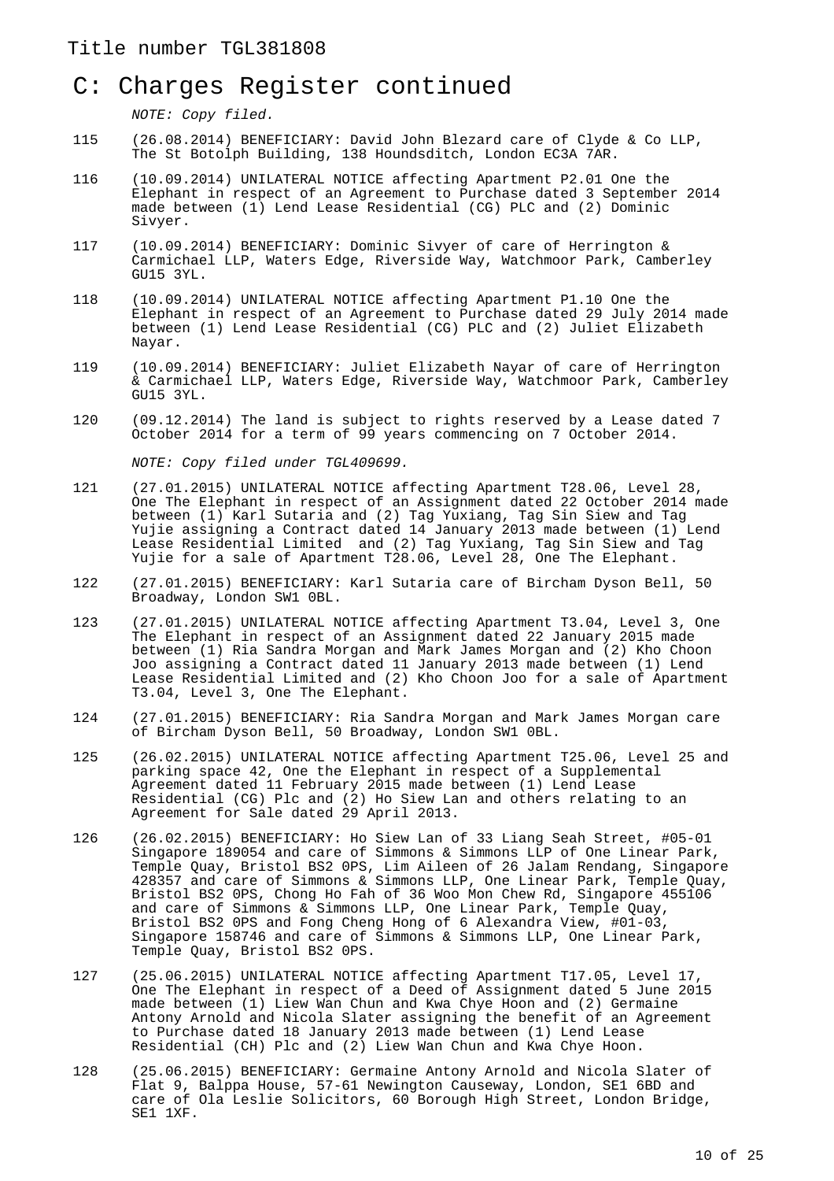Title number TGL381808

# C: Charges Register continued

*NOTE: Copy filed.*

115 (26.08.2014) BENEFICIARY: David John Blezard care of Clyde & Co LLP, The St Botolph Building, 138 Houndsditch, London EC3A 7AR.

116 (10.09.2014) UNILATERAL NOTICE affecting Apartment P2.01 One the Elephant in respect of an Agreement to Purchase dated 3 September 2014 made between (1) Lend Lease Residential (CG) PLC and (2) Dominic Sivyer.

117 (10.09.2014) BENEFICIARY: Dominic Sivyer of care of Herrington & Carmichael LLP, Waters Edge, Riverside Way, Watchmoor Park, Camberley GU15 3YL.

118 (10.09.2014) UNILATERAL NOTICE affecting Apartment P1.10 One the Elephant in respect of an Agreement to Purchase dated 29 July 2014 made between (1) Lend Lease Residential (CG) PLC and (2) Juliet Elizabeth Nayar.

119 (10.09.2014) BENEFICIARY: Juliet Elizabeth Nayar of care of Herrington & Carmichael LLP, Waters Edge, Riverside Way, Watchmoor Park, Camberley GU15 3YL.

120 (09.12.2014) The land is subject to rights reserved by a Lease dated 7 October 2014 for a term of 99 years commencing on 7 October 2014.

*NOTE: Copy filed under TGL409699.*

121 (27.01.2015) UNILATERAL NOTICE affecting Apartment T28.06, Level 28, One The Elephant in respect of an Assignment dated 22 October 2014 made between (1) Karl Sutaria and (2) Tag Yuxiang, Tag Sin Siew and Tag Yujie assigning a Contract dated 14 January 2013 made between (1) Lend Lease Residential Limited and (2) Tag Yuxiang, Tag Sin Siew and Tag Yujie for a sale of Apartment T28.06, Level 28, One The Elephant.

122 (27.01.2015) BENEFICIARY: Karl Sutaria care of Bircham Dyson Bell, 50 Broadway, London SW1 0BL.

123 (27.01.2015) UNILATERAL NOTICE affecting Apartment T3.04, Level 3, One The Elephant in respect of an Assignment dated 22 January 2015 made between (1) Ria Sandra Morgan and Mark James Morgan and (2) Kho Choon Joo assigning a Contract dated 11 January 2013 made between (1) Lend Lease Residential Limited and (2) Kho Choon Joo for a sale of Apartment T3.04, Level 3, One The Elephant.

124 (27.01.2015) BENEFICIARY: Ria Sandra Morgan and Mark James Morgan care of Bircham Dyson Bell, 50 Broadway, London SW1 0BL.

125 (26.02.2015) UNILATERAL NOTICE affecting Apartment T25.06, Level 25 and parking space 42, One the Elephant in respect of a Supplemental Agreement dated 11 February 2015 made between (1) Lend Lease Residential (CG) Plc and (2) Ho Siew Lan and others relating to an Agreement for Sale dated 29 April 2013.

126 (26.02.2015) BENEFICIARY: Ho Siew Lan of 33 Liang Seah Street, #05-01 Singapore 189054 and care of Simmons & Simmons LLP of One Linear Park, Temple Quay, Bristol BS2 0PS, Lim Aileen of 26 Jalam Rendang, Singapore 428357 and care of Simmons & Simmons LLP, One Linear Park, Temple Quay, Bristol BS2 0PS, Chong Ho Fah of 36 Woo Mon Chew Rd, Singapore 455106 and care of Simmons & Simmons LLP, One Linear Park, Temple Quay, Bristol BS2 0PS and Fong Cheng Hong of 6 Alexandra View, #01-03, Singapore 158746 and care of Simmons & Simmons LLP, One Linear Park, Temple Quay, Bristol BS2 0PS.

127 (25.06.2015) UNILATERAL NOTICE affecting Apartment T17.05, Level 17, One The Elephant in respect of a Deed of Assignment dated 5 June 2015 made between (1) Liew Wan Chun and Kwa Chye Hoon and (2) Germaine Antony Arnold and Nicola Slater assigning the benefit of an Agreement to Purchase dated 18 January 2013 made between (1) Lend Lease Residential (CH) Plc and (2) Liew Wan Chun and Kwa Chye Hoon.

128 (25.06.2015) BENEFICIARY: Germaine Antony Arnold and Nicola Slater of Flat 9, Balppa House, 57-61 Newington Causeway, London, SE1 6BD and care of Ola Leslie Solicitors, 60 Borough High Street, London Bridge, SE1 1XF.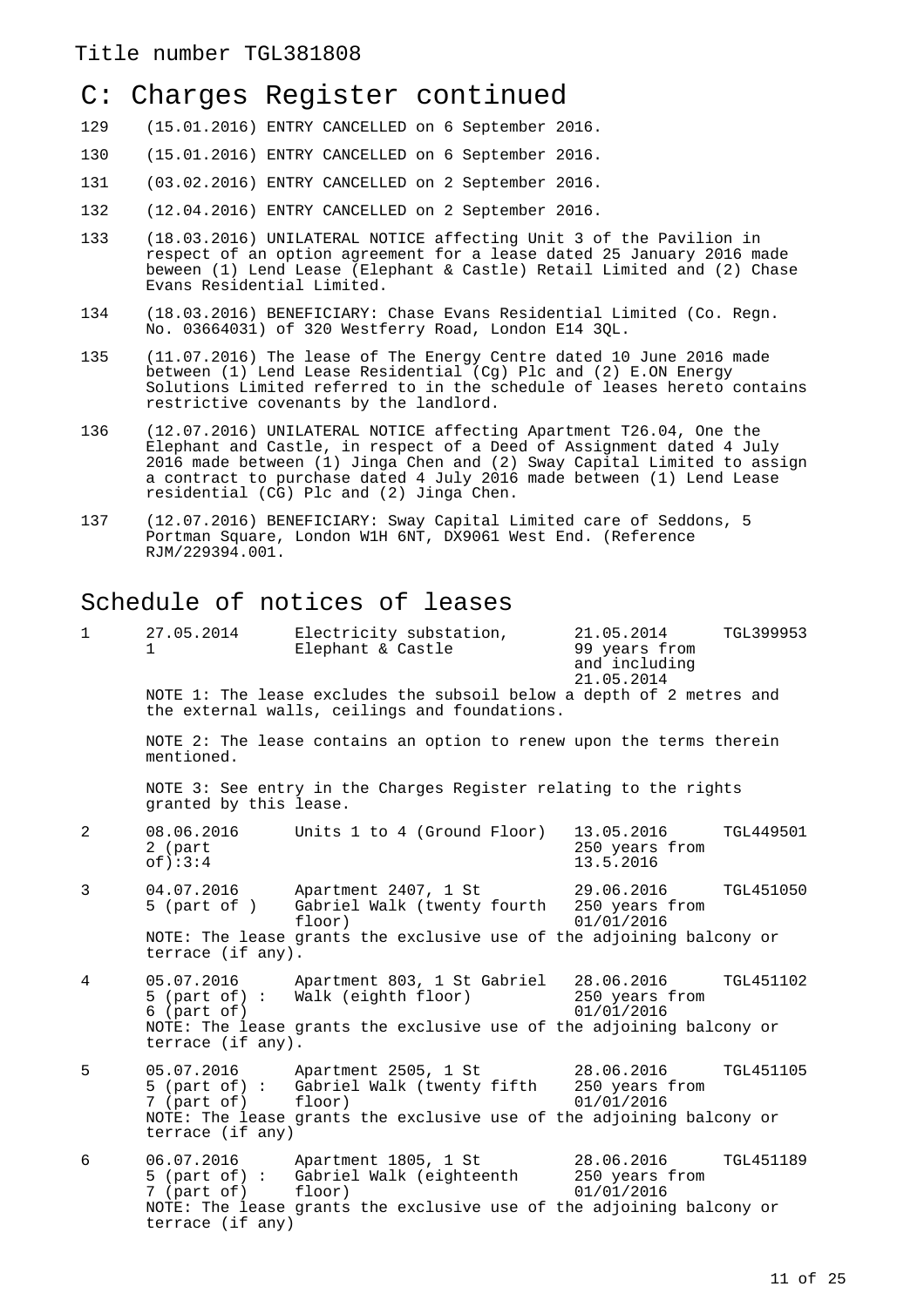Title number TGL381808

## C: Charges Register continued

129 (15.01.2016) ENTRY CANCELLED on 6 September 2016.

130 (15.01.2016) ENTRY CANCELLED on 6 September 2016.

131 (03.02.2016) ENTRY CANCELLED on 2 September 2016.

132 (12.04.2016) ENTRY CANCELLED on 2 September 2016.

133 (18.03.2016) UNILATERAL NOTICE affecting Unit 3 of the Pavilion in respect of an option agreement for a lease dated 25 January 2016 made beween (1) Lend Lease (Elephant & Castle) Retail Limited and (2) Chase Evans Residential Limited.

134 (18.03.2016) BENEFICIARY: Chase Evans Residential Limited (Co. Regn. No. 03664031) of 320 Westferry Road, London E14 3QL.

135 (11.07.2016) The lease of The Energy Centre dated 10 June 2016 made between (1) Lend Lease Residential (Cg) Plc and (2) E.ON Energy Solutions Limited referred to in the schedule of leases hereto contains restrictive covenants by the landlord.

136 (12.07.2016) UNILATERAL NOTICE affecting Apartment T26.04, One the Elephant and Castle, in respect of a Deed of Assignment dated 4 July 2016 made between (1) Jinga Chen and (2) Sway Capital Limited to assign a contract to purchase dated 4 July 2016 made between (1) Lend Lease residential (CG) Plc and (2) Jinga Chen.

137 (12.07.2016) BENEFICIARY: Sway Capital Limited care of Seddons, 5 Portman Square, London W1H 6NT, DX9061 West End. (Reference RJM/229394.001.

## Schedule of notices of leases

| | | | | |
|---|---|---|---|---|
| 1 | 27.05.2014 1 | Electricity substation, Elephant & Castle | 21.05.2014 99 years from and including 21.05.2014 | TGL399953 |

NOTE 1: The lease excludes the subsoil below a depth of 2 metres and the external walls, ceilings and foundations.

NOTE 2: The lease contains an option to renew upon the terms therein mentioned.

NOTE 3: See entry in the Charges Register relating to the rights granted by this lease.

| | | | | |
|---|---|---|---|---|
| 2 | 08.06.2016 2 (part of):3:4 | Units 1 to 4 (Ground Floor) | 13.05.2016 250 years from 13.5.2016 | TGL449501 |
| 3 | 04.07.2016 5 (part of ) | Apartment 2407, 1 St Gabriel Walk (twenty fourth floor) | 29.06.2016 250 years from 01/01/2016 | TGL451050 |

NOTE: The lease grants the exclusive use of the adjoining balcony or terrace (if any).

| | | | | |
|---|---|---|---|---|
| 4 | 05.07.2016 5 (part of) : 6 (part of) | Apartment 803, 1 St Gabriel Walk (eighth floor) | 28.06.2016 250 years from 01/01/2016 | TGL451102 |

NOTE: The lease grants the exclusive use of the adjoining balcony or terrace (if any).

| | | | | |
|---|---|---|---|---|
| 5 | 05.07.2016 5 (part of) : 7 (part of) | Apartment 2505, 1 St Gabriel Walk (twenty fifth floor) | 28.06.2016 250 years from 01/01/2016 | TGL451105 |

NOTE: The lease grants the exclusive use of the adjoining balcony or terrace (if any)

| | | | | |
|---|---|---|---|---|
| 6 | 06.07.2016 5 (part of) : 7 (part of) | Apartment 1805, 1 St Gabriel Walk (eighteenth floor) | 28.06.2016 250 years from 01/01/2016 | TGL451189 |

NOTE: The lease grants the exclusive use of the adjoining balcony or terrace (if any)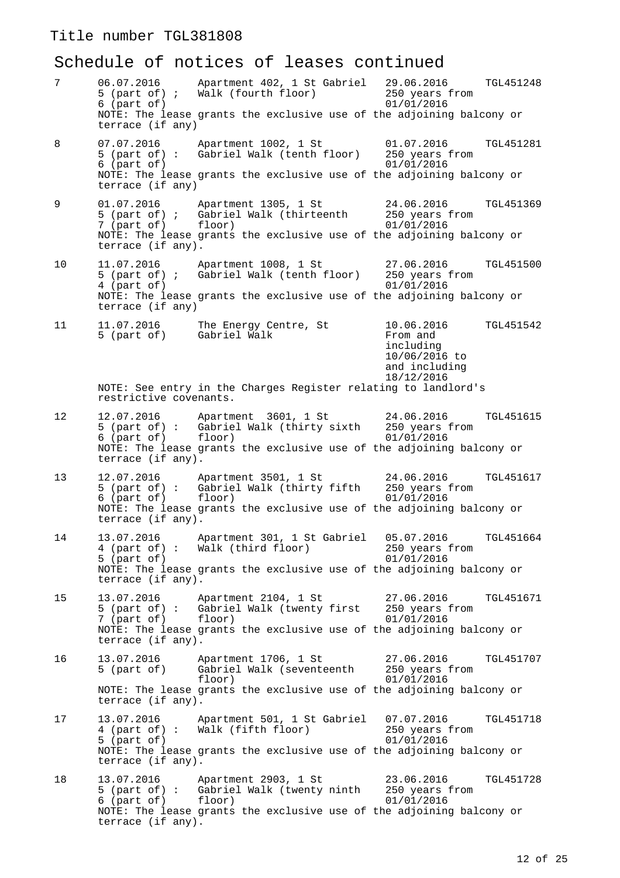Title number TGL381808

## Schedule of notices of leases continued

| | Registration date and plan ref. | Property description | Date of lease and term | Lessee's title |
|---|---|---|---|---|
| 7 | 06.07.2016 5 (part of) ; 6 (part of) | Apartment 402, 1 St Gabriel Walk (fourth floor) | 29.06.2016 250 years from 01/01/2016 | TGL451248 |
| | NOTE: The lease grants the exclusive use of the adjoining balcony or terrace (if any) | | | |
| 8 | 07.07.2016 5 (part of) : 6 (part of) | Apartment 1002, 1 St Gabriel Walk (tenth floor) | 01.07.2016 250 years from 01/01/2016 | TGL451281 |
| | NOTE: The lease grants the exclusive use of the adjoining balcony or terrace (if any) | | | |
| 9 | 01.07.2016 5 (part of) ; 7 (part of) | Apartment 1305, 1 St Gabriel Walk (thirteenth floor) | 24.06.2016 250 years from 01/01/2016 | TGL451369 |
| | NOTE: The lease grants the exclusive use of the adjoining balcony or terrace (if any). | | | |
| 10 | 11.07.2016 5 (part of) ; 4 (part of) | Apartment 1008, 1 St Gabriel Walk (tenth floor) | 27.06.2016 250 years from 01/01/2016 | TGL451500 |
| | NOTE: The lease grants the exclusive use of the adjoining balcony or terrace (if any) | | | |
| 11 | 11.07.2016 5 (part of) | The Energy Centre, St Gabriel Walk | 10.06.2016 From and including 10/06/2016 to and including 18/12/2016 | TGL451542 |
| | NOTE: See entry in the Charges Register relating to landlord's restrictive covenants. | | | |
| 12 | 12.07.2016 5 (part of) : 6 (part of) | Apartment 3601, 1 St Gabriel Walk (thirty sixth floor) | 24.06.2016 250 years from 01/01/2016 | TGL451615 |
| | NOTE: The lease grants the exclusive use of the adjoining balcony or terrace (if any). | | | |
| 13 | 12.07.2016 5 (part of) : 6 (part of) | Apartment 3501, 1 St Gabriel Walk (thirty fifth floor) | 24.06.2016 250 years from 01/01/2016 | TGL451617 |
| | NOTE: The lease grants the exclusive use of the adjoining balcony or terrace (if any). | | | |
| 14 | 13.07.2016 4 (part of) : 5 (part of) | Apartment 301, 1 St Gabriel Walk (third floor) | 05.07.2016 250 years from 01/01/2016 | TGL451664 |
| | NOTE: The lease grants the exclusive use of the adjoining balcony or terrace (if any). | | | |
| 15 | 13.07.2016 5 (part of) : 7 (part of) | Apartment 2104, 1 St Gabriel Walk (twenty first floor) | 27.06.2016 250 years from 01/01/2016 | TGL451671 |
| | NOTE: The lease grants the exclusive use of the adjoining balcony or terrace (if any). | | | |
| 16 | 13.07.2016 5 (part of) | Apartment 1706, 1 St Gabriel Walk (seventeenth floor) | 27.06.2016 250 years from 01/01/2016 | TGL451707 |
| | NOTE: The lease grants the exclusive use of the adjoining balcony or terrace (if any). | | | |
| 17 | 13.07.2016 4 (part of) : 5 (part of) | Apartment 501, 1 St Gabriel Walk (fifth floor) | 07.07.2016 250 years from 01/01/2016 | TGL451718 |
| | NOTE: The lease grants the exclusive use of the adjoining balcony or terrace (if any). | | | |
| 18 | 13.07.2016 5 (part of) : 6 (part of) | Apartment 2903, 1 St Gabriel Walk (twenty ninth floor) | 23.06.2016 250 years from 01/01/2016 | TGL451728 |
| | NOTE: The lease grants the exclusive use of the adjoining balcony or terrace (if any). | | | |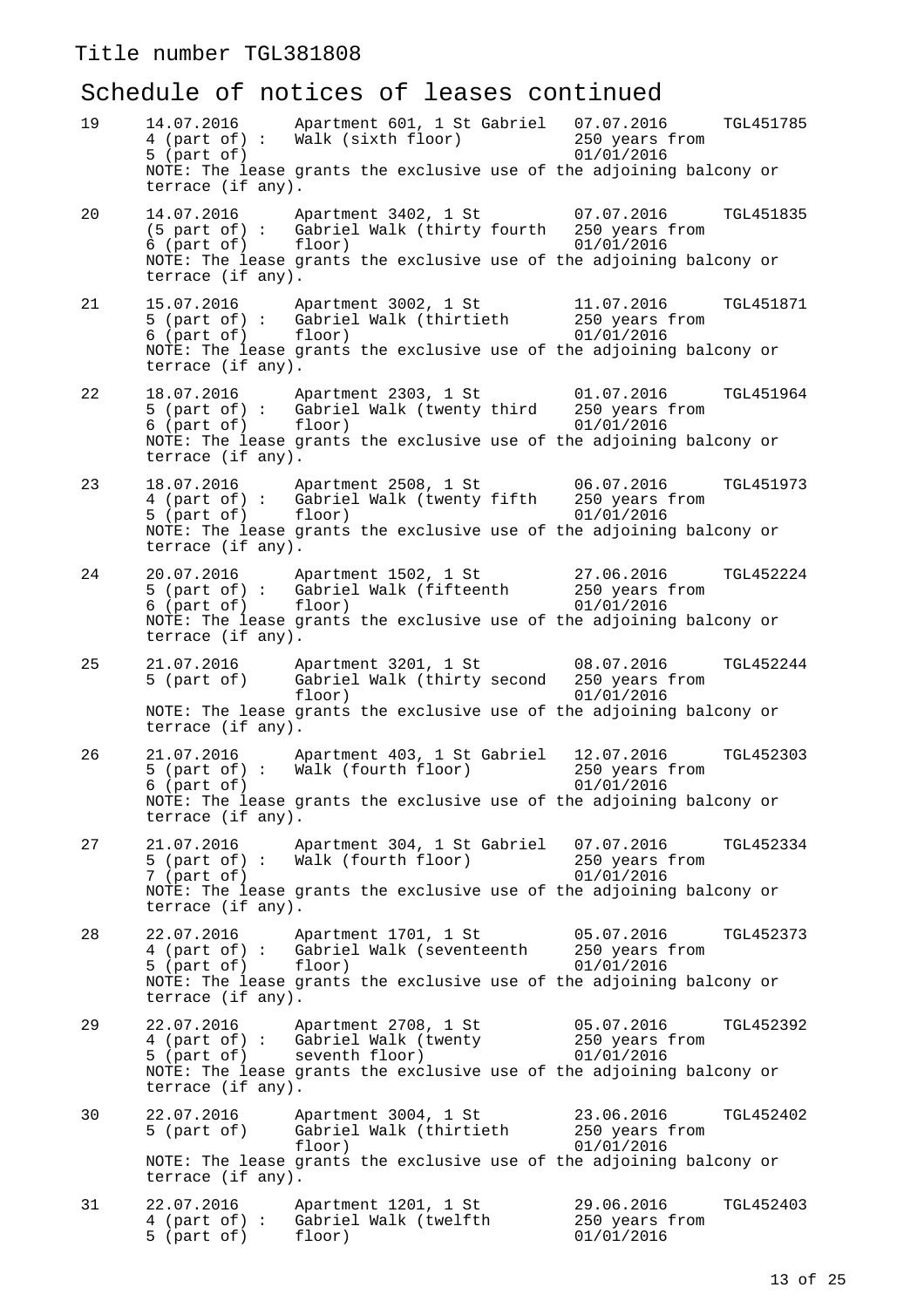Title number TGL381808

## Schedule of notices of leases continued

| No. | Registration date and plan ref. | Property description | Date of lease and term | Lessee's title |
|---|---|---|---|---|
| 19 | 14.07.2016 4 (part of) : 5 (part of) | Apartment 601, 1 St Gabriel Walk (sixth floor) | 07.07.2016 250 years from 01/01/2016 | TGL451785 |
| | NOTE: The lease grants the exclusive use of the adjoining balcony or terrace (if any). | | | |
| 20 | 14.07.2016 (5 part of) : 6 (part of) | Apartment 3402, 1 St Gabriel Walk (thirty fourth floor) | 07.07.2016 250 years from 01/01/2016 | TGL451835 |
| | NOTE: The lease grants the exclusive use of the adjoining balcony or terrace (if any). | | | |
| 21 | 15.07.2016 5 (part of) : 6 (part of) | Apartment 3002, 1 St Gabriel Walk (thirtieth floor) | 11.07.2016 250 years from 01/01/2016 | TGL451871 |
| | NOTE: The lease grants the exclusive use of the adjoining balcony or terrace (if any). | | | |
| 22 | 18.07.2016 5 (part of) : 6 (part of) | Apartment 2303, 1 St Gabriel Walk (twenty third floor) | 01.07.2016 250 years from 01/01/2016 | TGL451964 |
| | NOTE: The lease grants the exclusive use of the adjoining balcony or terrace (if any). | | | |
| 23 | 18.07.2016 4 (part of) : 5 (part of) | Apartment 2508, 1 St Gabriel Walk (twenty fifth floor) | 06.07.2016 250 years from 01/01/2016 | TGL451973 |
| | NOTE: The lease grants the exclusive use of the adjoining balcony or terrace (if any). | | | |
| 24 | 20.07.2016 5 (part of) : 6 (part of) | Apartment 1502, 1 St Gabriel Walk (fifteenth floor) | 27.06.2016 250 years from 01/01/2016 | TGL452224 |
| | NOTE: The lease grants the exclusive use of the adjoining balcony or terrace (if any). | | | |
| 25 | 21.07.2016 5 (part of) | Apartment 3201, 1 St Gabriel Walk (thirty second floor) | 08.07.2016 250 years from 01/01/2016 | TGL452244 |
| | NOTE: The lease grants the exclusive use of the adjoining balcony or terrace (if any). | | | |
| 26 | 21.07.2016 5 (part of) : 6 (part of) | Apartment 403, 1 St Gabriel Walk (fourth floor) | 12.07.2016 250 years from 01/01/2016 | TGL452303 |
| | NOTE: The lease grants the exclusive use of the adjoining balcony or terrace (if any). | | | |
| 27 | 21.07.2016 5 (part of) : 7 (part of) | Apartment 304, 1 St Gabriel Walk (fourth floor) | 07.07.2016 250 years from 01/01/2016 | TGL452334 |
| | NOTE: The lease grants the exclusive use of the adjoining balcony or terrace (if any). | | | |
| 28 | 22.07.2016 4 (part of) : 5 (part of) | Apartment 1701, 1 St Gabriel Walk (seventeenth floor) | 05.07.2016 250 years from 01/01/2016 | TGL452373 |
| | NOTE: The lease grants the exclusive use of the adjoining balcony or terrace (if any). | | | |
| 29 | 22.07.2016 4 (part of) : 5 (part of) | Apartment 2708, 1 St Gabriel Walk (twenty seventh floor) | 05.07.2016 250 years from 01/01/2016 | TGL452392 |
| | NOTE: The lease grants the exclusive use of the adjoining balcony or terrace (if any). | | | |
| 30 | 22.07.2016 5 (part of) | Apartment 3004, 1 St Gabriel Walk (thirtieth floor) | 23.06.2016 250 years from 01/01/2016 | TGL452402 |
| | NOTE: The lease grants the exclusive use of the adjoining balcony or terrace (if any). | | | |
| 31 | 22.07.2016 4 (part of) : 5 (part of) | Apartment 1201, 1 St Gabriel Walk (twelfth floor) | 29.06.2016 250 years from 01/01/2016 | TGL452403 |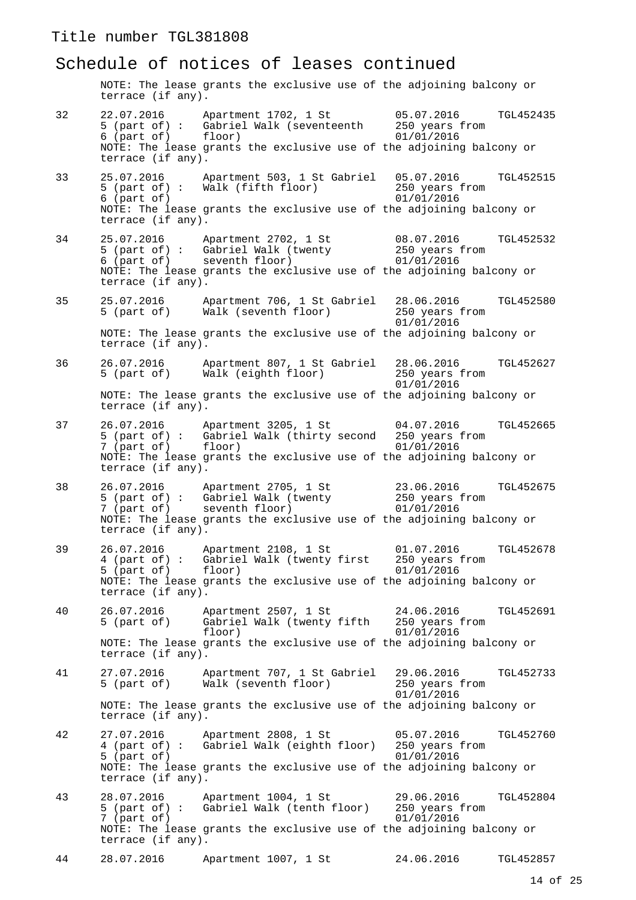Title number TGL381808

## Schedule of notices of leases continued

NOTE: The lease grants the exclusive use of the adjoining balcony or terrace (if any).

| Entry | Registration date and plan ref. | Property description | Date of lease and term | Lessee's title |
|---|---|---|---|---|
| 32 | 22.07.2016 5 (part of) : 6 (part of) | Apartment 1702, 1 St Gabriel Walk (seventeenth floor) | 05.07.2016 250 years from 01/01/2016 | TGL452435 |
| | NOTE: The lease grants the exclusive use of the adjoining balcony or terrace (if any). | | | |
| 33 | 25.07.2016 5 (part of) : 6 (part of) | Apartment 503, 1 St Gabriel Walk (fifth floor) | 05.07.2016 250 years from 01/01/2016 | TGL452515 |
| | NOTE: The lease grants the exclusive use of the adjoining balcony or terrace (if any). | | | |
| 34 | 25.07.2016 5 (part of) : 6 (part of) | Apartment 2702, 1 St Gabriel Walk (twenty seventh floor) | 08.07.2016 250 years from 01/01/2016 | TGL452532 |
| | NOTE: The lease grants the exclusive use of the adjoining balcony or terrace (if any). | | | |
| 35 | 25.07.2016 5 (part of) | Apartment 706, 1 St Gabriel Walk (seventh floor) | 28.06.2016 250 years from 01/01/2016 | TGL452580 |
| | NOTE: The lease grants the exclusive use of the adjoining balcony or terrace (if any). | | | |
| 36 | 26.07.2016 5 (part of) | Apartment 807, 1 St Gabriel Walk (eighth floor) | 28.06.2016 250 years from 01/01/2016 | TGL452627 |
| | NOTE: The lease grants the exclusive use of the adjoining balcony or terrace (if any). | | | |
| 37 | 26.07.2016 5 (part of) : 7 (part of) | Apartment 3205, 1 St Gabriel Walk (thirty second floor) | 04.07.2016 250 years from 01/01/2016 | TGL452665 |
| | NOTE: The lease grants the exclusive use of the adjoining balcony or terrace (if any). | | | |
| 38 | 26.07.2016 5 (part of) : 7 (part of) | Apartment 2705, 1 St Gabriel Walk (twenty seventh floor) | 23.06.2016 250 years from 01/01/2016 | TGL452675 |
| | NOTE: The lease grants the exclusive use of the adjoining balcony or terrace (if any). | | | |
| 39 | 26.07.2016 4 (part of) : 5 (part of) | Apartment 2108, 1 St Gabriel Walk (twenty first floor) | 01.07.2016 250 years from 01/01/2016 | TGL452678 |
| | NOTE: The lease grants the exclusive use of the adjoining balcony or terrace (if any). | | | |
| 40 | 26.07.2016 5 (part of) | Apartment 2507, 1 St Gabriel Walk (twenty fifth floor) | 24.06.2016 250 years from 01/01/2016 | TGL452691 |
| | NOTE: The lease grants the exclusive use of the adjoining balcony or terrace (if any). | | | |
| 41 | 27.07.2016 5 (part of) | Apartment 707, 1 St Gabriel Walk (seventh floor) | 29.06.2016 250 years from 01/01/2016 | TGL452733 |
| | NOTE: The lease grants the exclusive use of the adjoining balcony or terrace (if any). | | | |
| 42 | 27.07.2016 4 (part of) : 5 (part of) | Apartment 2808, 1 St Gabriel Walk (eighth floor) | 05.07.2016 250 years from 01/01/2016 | TGL452760 |
| | NOTE: The lease grants the exclusive use of the adjoining balcony or terrace (if any). | | | |
| 43 | 28.07.2016 5 (part of) : 7 (part of) | Apartment 1004, 1 St Gabriel Walk (tenth floor) | 29.06.2016 250 years from 01/01/2016 | TGL452804 |
| | NOTE: The lease grants the exclusive use of the adjoining balcony or terrace (if any). | | | |
| 44 | 28.07.2016 | Apartment 1007, 1 St | 24.06.2016 | TGL452857 |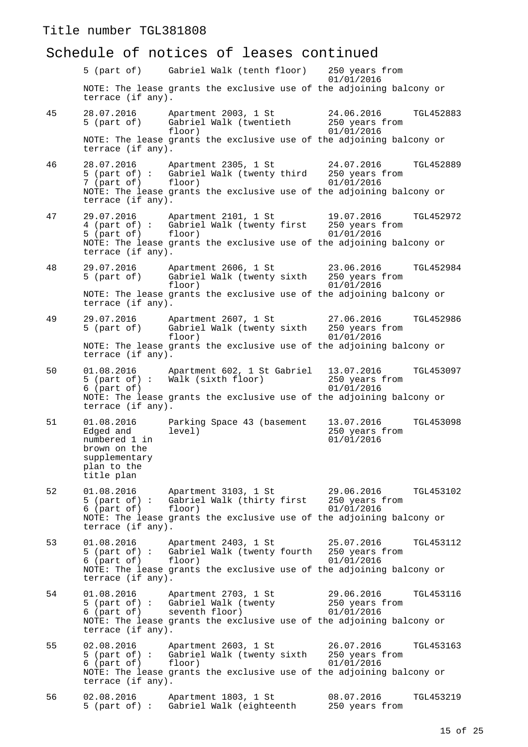Title number TGL381808

## Schedule of notices of leases continued

| Entry | Registration date and plan ref. | Property description | Date of lease and term | Lessee's title |
|---|---|---|---|---|
| | 5 (part of) | Gabriel Walk (tenth floor) | 250 years from 01/01/2016 | |
| | NOTE: The lease grants the exclusive use of the adjoining balcony or terrace (if any). | | | |
| 45 | 28.07.2016 5 (part of) | Apartment 2003, 1 St Gabriel Walk (twentieth floor) | 24.06.2016 250 years from 01/01/2016 | TGL452883 |
| | NOTE: The lease grants the exclusive use of the adjoining balcony or terrace (if any). | | | |
| 46 | 28.07.2016 5 (part of) : 7 (part of) | Apartment 2305, 1 St Gabriel Walk (twenty third floor) | 24.07.2016 250 years from 01/01/2016 | TGL452889 |
| | NOTE: The lease grants the exclusive use of the adjoining balcony or terrace (if any). | | | |
| 47 | 29.07.2016 4 (part of) : 5 (part of) | Apartment 2101, 1 St Gabriel Walk (twenty first floor) | 19.07.2016 250 years from 01/01/2016 | TGL452972 |
| | NOTE: The lease grants the exclusive use of the adjoining balcony or terrace (if any). | | | |
| 48 | 29.07.2016 5 (part of) | Apartment 2606, 1 St Gabriel Walk (twenty sixth floor) | 23.06.2016 250 years from 01/01/2016 | TGL452984 |
| | NOTE: The lease grants the exclusive use of the adjoining balcony or terrace (if any). | | | |
| 49 | 29.07.2016 5 (part of) | Apartment 2607, 1 St Gabriel Walk (twenty sixth floor) | 27.06.2016 250 years from 01/01/2016 | TGL452986 |
| | NOTE: The lease grants the exclusive use of the adjoining balcony or terrace (if any). | | | |
| 50 | 01.08.2016 5 (part of) : 6 (part of) | Apartment 602, 1 St Gabriel Walk (sixth floor) | 13.07.2016 250 years from 01/01/2016 | TGL453097 |
| | NOTE: The lease grants the exclusive use of the adjoining balcony or terrace (if any). | | | |
| 51 | 01.08.2016 Edged and numbered 1 in brown on the supplementary plan to the title plan | Parking Space 43 (basement level) | 13.07.2016 250 years from 01/01/2016 | TGL453098 |
| 52 | 01.08.2016 5 (part of) : 6 (part of) | Apartment 3103, 1 St Gabriel Walk (thirty first floor) | 29.06.2016 250 years from 01/01/2016 | TGL453102 |
| | NOTE: The lease grants the exclusive use of the adjoining balcony or terrace (if any). | | | |
| 53 | 01.08.2016 5 (part of) : 6 (part of) | Apartment 2403, 1 St Gabriel Walk (twenty fourth floor) | 25.07.2016 250 years from 01/01/2016 | TGL453112 |
| | NOTE: The lease grants the exclusive use of the adjoining balcony or terrace (if any). | | | |
| 54 | 01.08.2016 5 (part of) : 6 (part of) | Apartment 2703, 1 St Gabriel Walk (twenty seventh floor) | 29.06.2016 250 years from 01/01/2016 | TGL453116 |
| | NOTE: The lease grants the exclusive use of the adjoining balcony or terrace (if any). | | | |
| 55 | 02.08.2016 5 (part of) : 6 (part of) | Apartment 2603, 1 St Gabriel Walk (twenty sixth floor) | 26.07.2016 250 years from 01/01/2016 | TGL453163 |
| | NOTE: The lease grants the exclusive use of the adjoining balcony or terrace (if any). | | | |
| 56 | 02.08.2016 5 (part of) : | Apartment 1803, 1 St Gabriel Walk (eighteenth | 08.07.2016 250 years from | TGL453219 |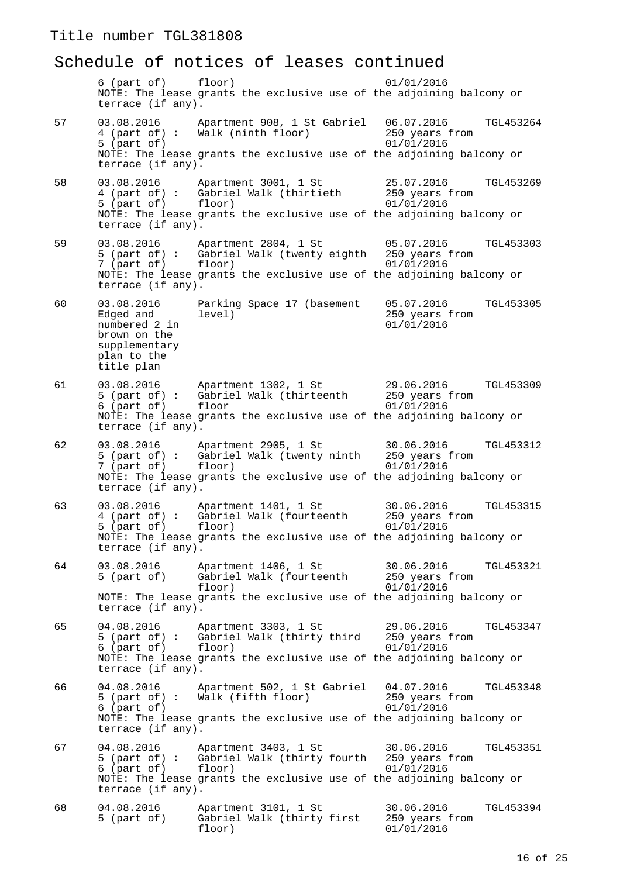Title number TGL381808

## Schedule of notices of leases continued

| Entry | Registration date and plan ref. | Property description | Date of lease and term | Lessee's title |
|---|---|---|---|---|
| | 6 (part of) | floor) | 01/01/2016 | |
| | NOTE: The lease grants the exclusive use of the adjoining balcony or terrace (if any). | | | |
| 57 | 03.08.2016 4 (part of) : 5 (part of) | Apartment 908, 1 St Gabriel Walk (ninth floor) | 06.07.2016 250 years from 01/01/2016 | TGL453264 |
| | NOTE: The lease grants the exclusive use of the adjoining balcony or terrace (if any). | | | |
| 58 | 03.08.2016 4 (part of) : 5 (part of) | Apartment 3001, 1 St Gabriel Walk (thirtieth floor) | 25.07.2016 250 years from 01/01/2016 | TGL453269 |
| | NOTE: The lease grants the exclusive use of the adjoining balcony or terrace (if any). | | | |
| 59 | 03.08.2016 5 (part of) : 7 (part of) | Apartment 2804, 1 St Gabriel Walk (twenty eighth floor) | 05.07.2016 250 years from 01/01/2016 | TGL453303 |
| | NOTE: The lease grants the exclusive use of the adjoining balcony or terrace (if any). | | | |
| 60 | 03.08.2016 Edged and numbered 2 in brown on the supplementary plan to the title plan | Parking Space 17 (basement level) | 05.07.2016 250 years from 01/01/2016 | TGL453305 |
| 61 | 03.08.2016 5 (part of) : 6 (part of) | Apartment 1302, 1 St Gabriel Walk (thirteenth floor | 29.06.2016 250 years from 01/01/2016 | TGL453309 |
| | NOTE: The lease grants the exclusive use of the adjoining balcony or terrace (if any). | | | |
| 62 | 03.08.2016 5 (part of) : 7 (part of) | Apartment 2905, 1 St Gabriel Walk (twenty ninth floor) | 30.06.2016 250 years from 01/01/2016 | TGL453312 |
| | NOTE: The lease grants the exclusive use of the adjoining balcony or terrace (if any). | | | |
| 63 | 03.08.2016 4 (part of) : 5 (part of) | Apartment 1401, 1 St Gabriel Walk (fourteenth floor) | 30.06.2016 250 years from 01/01/2016 | TGL453315 |
| | NOTE: The lease grants the exclusive use of the adjoining balcony or terrace (if any). | | | |
| 64 | 03.08.2016 5 (part of) | Apartment 1406, 1 St Gabriel Walk (fourteenth floor) | 30.06.2016 250 years from 01/01/2016 | TGL453321 |
| | NOTE: The lease grants the exclusive use of the adjoining balcony or terrace (if any). | | | |
| 65 | 04.08.2016 5 (part of) : 6 (part of) | Apartment 3303, 1 St Gabriel Walk (thirty third floor) | 29.06.2016 250 years from 01/01/2016 | TGL453347 |
| | NOTE: The lease grants the exclusive use of the adjoining balcony or terrace (if any). | | | |
| 66 | 04.08.2016 5 (part of) : 6 (part of) | Apartment 502, 1 St Gabriel Walk (fifth floor) | 04.07.2016 250 years from 01/01/2016 | TGL453348 |
| | NOTE: The lease grants the exclusive use of the adjoining balcony or terrace (if any). | | | |
| 67 | 04.08.2016 5 (part of) : 6 (part of) | Apartment 3403, 1 St Gabriel Walk (thirty fourth floor) | 30.06.2016 250 years from 01/01/2016 | TGL453351 |
| | NOTE: The lease grants the exclusive use of the adjoining balcony or terrace (if any). | | | |
| 68 | 04.08.2016 5 (part of) | Apartment 3101, 1 St Gabriel Walk (thirty first floor) | 30.06.2016 250 years from 01/01/2016 | TGL453394 |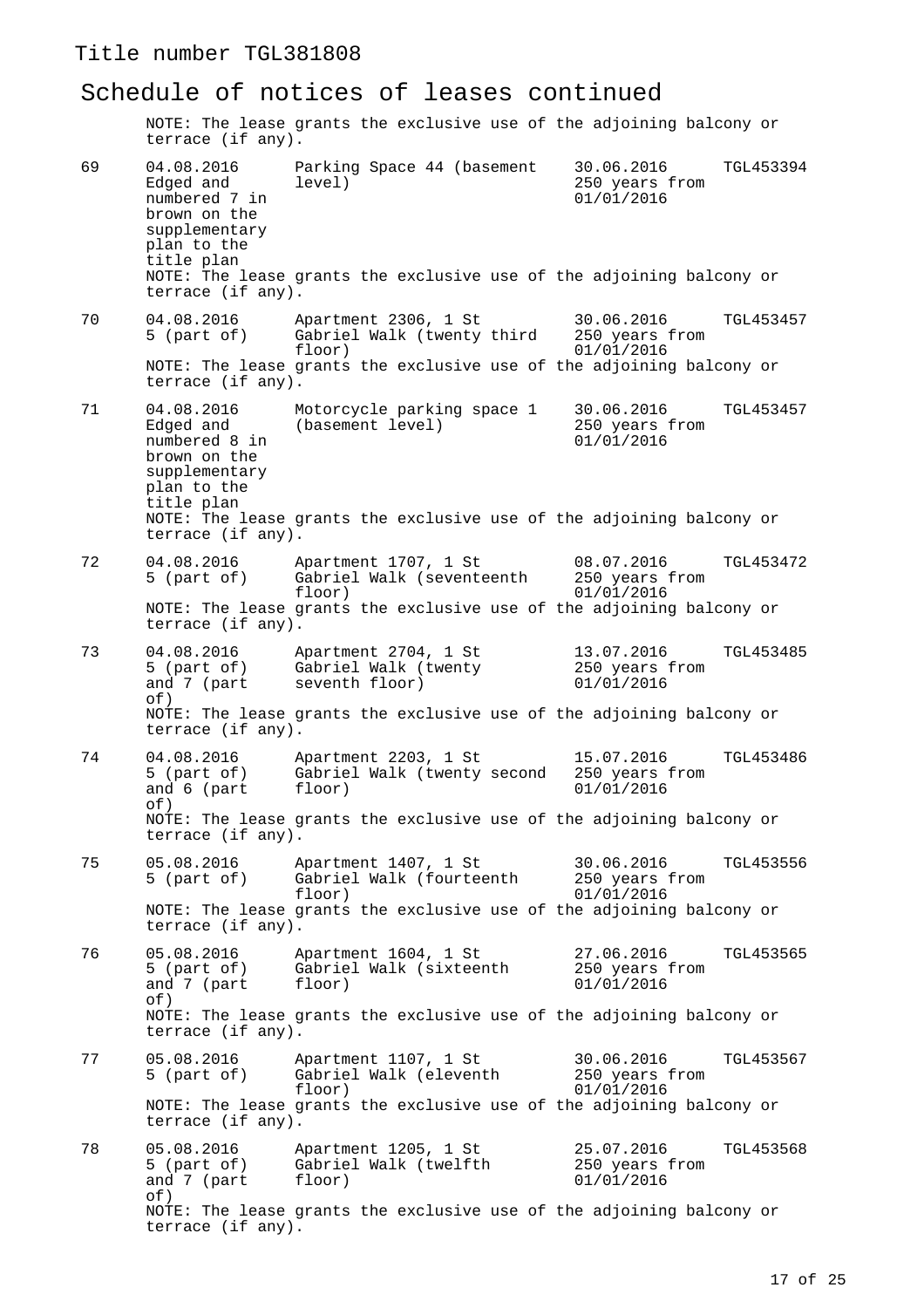Title number TGL381808

## Schedule of notices of leases continued

NOTE: The lease grants the exclusive use of the adjoining balcony or terrace (if any).

| | | | | |
|---|---|---|---|---|
| 69 | 04.08.2016 Edged and numbered 7 in brown on the supplementary plan to the title plan | Parking Space 44 (basement level) | 30.06.2016 250 years from 01/01/2016 | TGL453394 |
| | NOTE: The lease grants the exclusive use of the adjoining balcony or terrace (if any). | | | |
| 70 | 04.08.2016 5 (part of) | Apartment 2306, 1 St Gabriel Walk (twenty third floor) | 30.06.2016 250 years from 01/01/2016 | TGL453457 |
| | NOTE: The lease grants the exclusive use of the adjoining balcony or terrace (if any). | | | |
| 71 | 04.08.2016 Edged and numbered 8 in brown on the supplementary plan to the title plan | Motorcycle parking space 1 (basement level) | 30.06.2016 250 years from 01/01/2016 | TGL453457 |
| | NOTE: The lease grants the exclusive use of the adjoining balcony or terrace (if any). | | | |
| 72 | 04.08.2016 5 (part of) | Apartment 1707, 1 St Gabriel Walk (seventeenth floor) | 08.07.2016 250 years from 01/01/2016 | TGL453472 |
| | NOTE: The lease grants the exclusive use of the adjoining balcony or terrace (if any). | | | |
| 73 | 04.08.2016 5 (part of) and 7 (part of) | Apartment 2704, 1 St Gabriel Walk (twenty seventh floor) | 13.07.2016 250 years from 01/01/2016 | TGL453485 |
| | NOTE: The lease grants the exclusive use of the adjoining balcony or terrace (if any). | | | |
| 74 | 04.08.2016 5 (part of) and 6 (part of) | Apartment 2203, 1 St Gabriel Walk (twenty second floor) | 15.07.2016 250 years from 01/01/2016 | TGL453486 |
| | NOTE: The lease grants the exclusive use of the adjoining balcony or terrace (if any). | | | |
| 75 | 05.08.2016 5 (part of) | Apartment 1407, 1 St Gabriel Walk (fourteenth floor) | 30.06.2016 250 years from 01/01/2016 | TGL453556 |
| | NOTE: The lease grants the exclusive use of the adjoining balcony or terrace (if any). | | | |
| 76 | 05.08.2016 5 (part of) and 7 (part of) | Apartment 1604, 1 St Gabriel Walk (sixteenth floor) | 27.06.2016 250 years from 01/01/2016 | TGL453565 |
| | NOTE: The lease grants the exclusive use of the adjoining balcony or terrace (if any). | | | |
| 77 | 05.08.2016 5 (part of) | Apartment 1107, 1 St Gabriel Walk (eleventh floor) | 30.06.2016 250 years from 01/01/2016 | TGL453567 |
| | NOTE: The lease grants the exclusive use of the adjoining balcony or terrace (if any). | | | |
| 78 | 05.08.2016 5 (part of) and 7 (part of) | Apartment 1205, 1 St Gabriel Walk (twelfth floor) | 25.07.2016 250 years from 01/01/2016 | TGL453568 |
| | NOTE: The lease grants the exclusive use of the adjoining balcony or terrace (if any). | | | |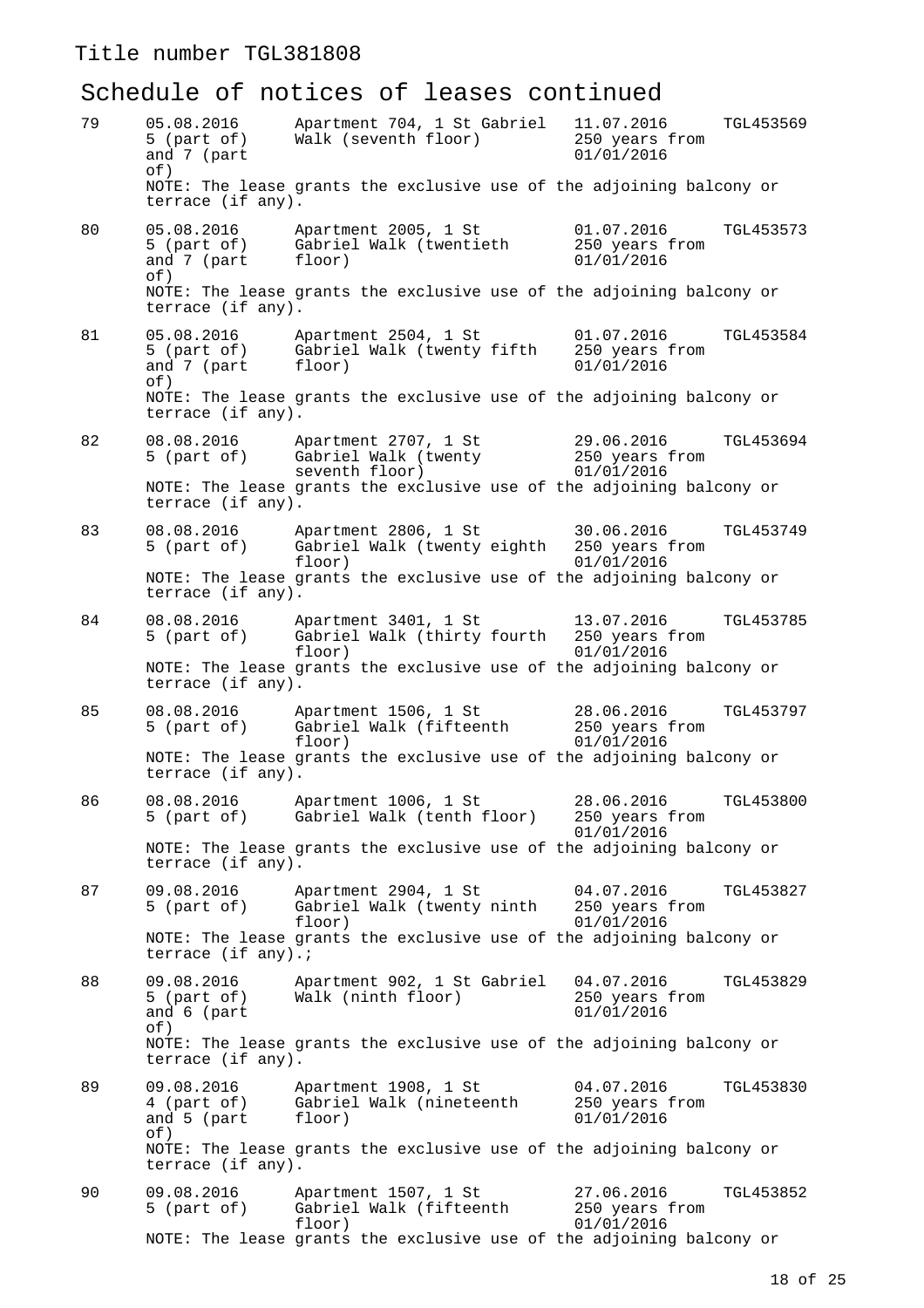Title number TGL381808

## Schedule of notices of leases continued

| | Registration date and plan ref. | Property description | Date of lease and term | Lessee's title |
|---|---|---|---|---|
| 79 | 05.08.2016 5 (part of) and 7 (part of) | Apartment 704, 1 St Gabriel Walk (seventh floor) | 11.07.2016 250 years from 01/01/2016 | TGL453569 |
| | NOTE: The lease grants the exclusive use of the adjoining balcony or terrace (if any). | | | |
| 80 | 05.08.2016 5 (part of) and 7 (part of) | Apartment 2005, 1 St Gabriel Walk (twentieth floor) | 01.07.2016 250 years from 01/01/2016 | TGL453573 |
| | NOTE: The lease grants the exclusive use of the adjoining balcony or terrace (if any). | | | |
| 81 | 05.08.2016 5 (part of) and 7 (part of) | Apartment 2504, 1 St Gabriel Walk (twenty fifth floor) | 01.07.2016 250 years from 01/01/2016 | TGL453584 |
| | NOTE: The lease grants the exclusive use of the adjoining balcony or terrace (if any). | | | |
| 82 | 08.08.2016 5 (part of) | Apartment 2707, 1 St Gabriel Walk (twenty seventh floor) | 29.06.2016 250 years from 01/01/2016 | TGL453694 |
| | NOTE: The lease grants the exclusive use of the adjoining balcony or terrace (if any). | | | |
| 83 | 08.08.2016 5 (part of) | Apartment 2806, 1 St Gabriel Walk (twenty eighth floor) | 30.06.2016 250 years from 01/01/2016 | TGL453749 |
| | NOTE: The lease grants the exclusive use of the adjoining balcony or terrace (if any). | | | |
| 84 | 08.08.2016 5 (part of) | Apartment 3401, 1 St Gabriel Walk (thirty fourth floor) | 13.07.2016 250 years from 01/01/2016 | TGL453785 |
| | NOTE: The lease grants the exclusive use of the adjoining balcony or terrace (if any). | | | |
| 85 | 08.08.2016 5 (part of) | Apartment 1506, 1 St Gabriel Walk (fifteenth floor) | 28.06.2016 250 years from 01/01/2016 | TGL453797 |
| | NOTE: The lease grants the exclusive use of the adjoining balcony or terrace (if any). | | | |
| 86 | 08.08.2016 5 (part of) | Apartment 1006, 1 St Gabriel Walk (tenth floor) | 28.06.2016 250 years from 01/01/2016 | TGL453800 |
| | NOTE: The lease grants the exclusive use of the adjoining balcony or terrace (if any). | | | |
| 87 | 09.08.2016 5 (part of) | Apartment 2904, 1 St Gabriel Walk (twenty ninth floor) | 04.07.2016 250 years from 01/01/2016 | TGL453827 |
| | NOTE: The lease grants the exclusive use of the adjoining balcony or terrace (if any).; | | | |
| 88 | 09.08.2016 5 (part of) and 6 (part of) | Apartment 902, 1 St Gabriel Walk (ninth floor) | 04.07.2016 250 years from 01/01/2016 | TGL453829 |
| | NOTE: The lease grants the exclusive use of the adjoining balcony or terrace (if any). | | | |
| 89 | 09.08.2016 4 (part of) and 5 (part of) | Apartment 1908, 1 St Gabriel Walk (nineteenth floor) | 04.07.2016 250 years from 01/01/2016 | TGL453830 |
| | NOTE: The lease grants the exclusive use of the adjoining balcony or terrace (if any). | | | |
| 90 | 09.08.2016 5 (part of) | Apartment 1507, 1 St Gabriel Walk (fifteenth floor) | 27.06.2016 250 years from 01/01/2016 | TGL453852 |
| | NOTE: The lease grants the exclusive use of the adjoining balcony or | | | |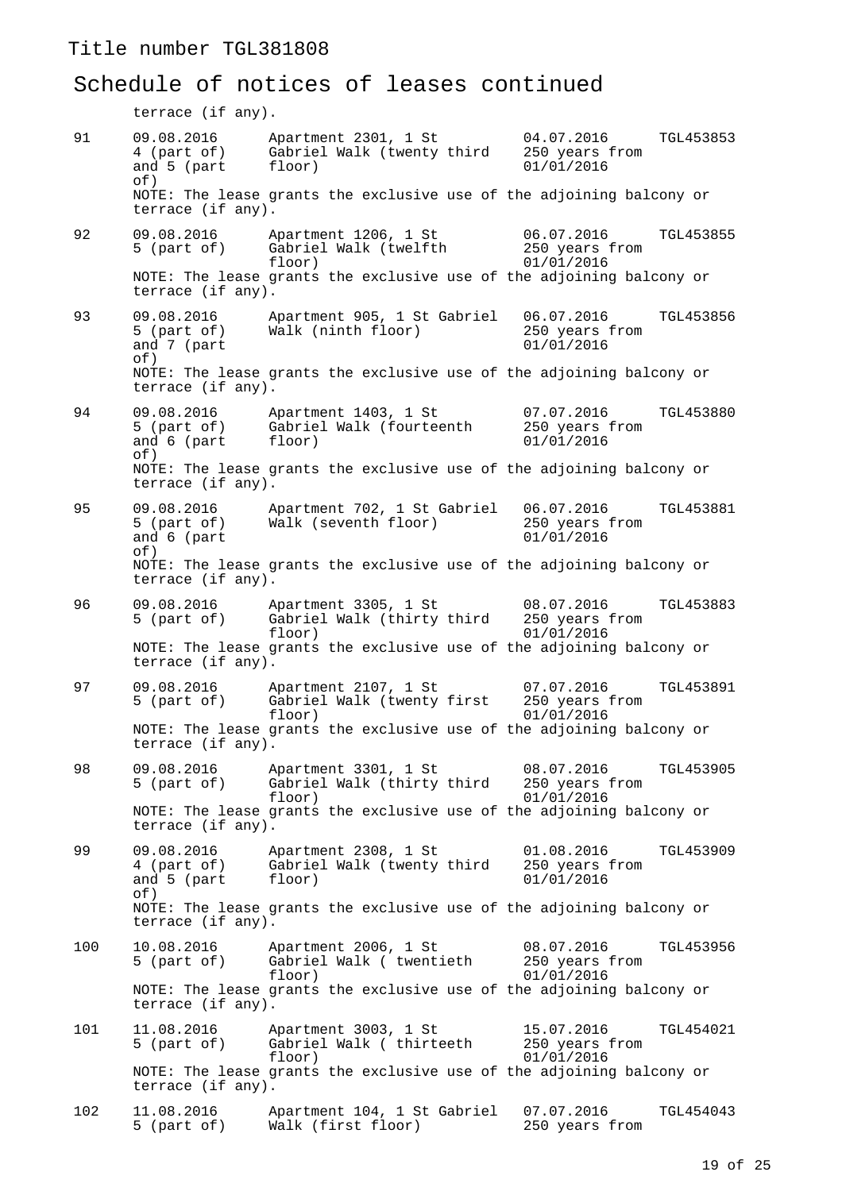Title number TGL381808

## Schedule of notices of leases continued

| | | | | |
|---|---|---|---|---|
| | terrace (if any). | | | |
| 91 | 09.08.2016 4 (part of) and 5 (part of) | Apartment 2301, 1 St Gabriel Walk (twenty third floor) | 04.07.2016 250 years from 01/01/2016 | TGL453853 |
| | NOTE: The lease grants the exclusive use of the adjoining balcony or terrace (if any). | | | |
| 92 | 09.08.2016 5 (part of) | Apartment 1206, 1 St Gabriel Walk (twelfth floor) | 06.07.2016 250 years from 01/01/2016 | TGL453855 |
| | NOTE: The lease grants the exclusive use of the adjoining balcony or terrace (if any). | | | |
| 93 | 09.08.2016 5 (part of) and 7 (part of) | Apartment 905, 1 St Gabriel Walk (ninth floor) | 06.07.2016 250 years from 01/01/2016 | TGL453856 |
| | NOTE: The lease grants the exclusive use of the adjoining balcony or terrace (if any). | | | |
| 94 | 09.08.2016 5 (part of) and 6 (part of) | Apartment 1403, 1 St Gabriel Walk (fourteenth floor) | 07.07.2016 250 years from 01/01/2016 | TGL453880 |
| | NOTE: The lease grants the exclusive use of the adjoining balcony or terrace (if any). | | | |
| 95 | 09.08.2016 5 (part of) and 6 (part of) | Apartment 702, 1 St Gabriel Walk (seventh floor) | 06.07.2016 250 years from 01/01/2016 | TGL453881 |
| | NOTE: The lease grants the exclusive use of the adjoining balcony or terrace (if any). | | | |
| 96 | 09.08.2016 5 (part of) | Apartment 3305, 1 St Gabriel Walk (thirty third floor) | 08.07.2016 250 years from 01/01/2016 | TGL453883 |
| | NOTE: The lease grants the exclusive use of the adjoining balcony or terrace (if any). | | | |
| 97 | 09.08.2016 5 (part of) | Apartment 2107, 1 St Gabriel Walk (twenty first floor) | 07.07.2016 250 years from 01/01/2016 | TGL453891 |
| | NOTE: The lease grants the exclusive use of the adjoining balcony or terrace (if any). | | | |
| 98 | 09.08.2016 5 (part of) | Apartment 3301, 1 St Gabriel Walk (thirty third floor) | 08.07.2016 250 years from 01/01/2016 | TGL453905 |
| | NOTE: The lease grants the exclusive use of the adjoining balcony or terrace (if any). | | | |
| 99 | 09.08.2016 4 (part of) and 5 (part of) | Apartment 2308, 1 St Gabriel Walk (twenty third floor) | 01.08.2016 250 years from 01/01/2016 | TGL453909 |
| | NOTE: The lease grants the exclusive use of the adjoining balcony or terrace (if any). | | | |
| 100 | 10.08.2016 5 (part of) | Apartment 2006, 1 St Gabriel Walk ( twentieth floor) | 08.07.2016 250 years from 01/01/2016 | TGL453956 |
| | NOTE: The lease grants the exclusive use of the adjoining balcony or terrace (if any). | | | |
| 101 | 11.08.2016 5 (part of) | Apartment 3003, 1 St Gabriel Walk ( thirteeth floor) | 15.07.2016 250 years from 01/01/2016 | TGL454021 |
| | NOTE: The lease grants the exclusive use of the adjoining balcony or terrace (if any). | | | |
| 102 | 11.08.2016 5 (part of) | Apartment 104, 1 St Gabriel Walk (first floor) | 07.07.2016 250 years from | TGL454043 |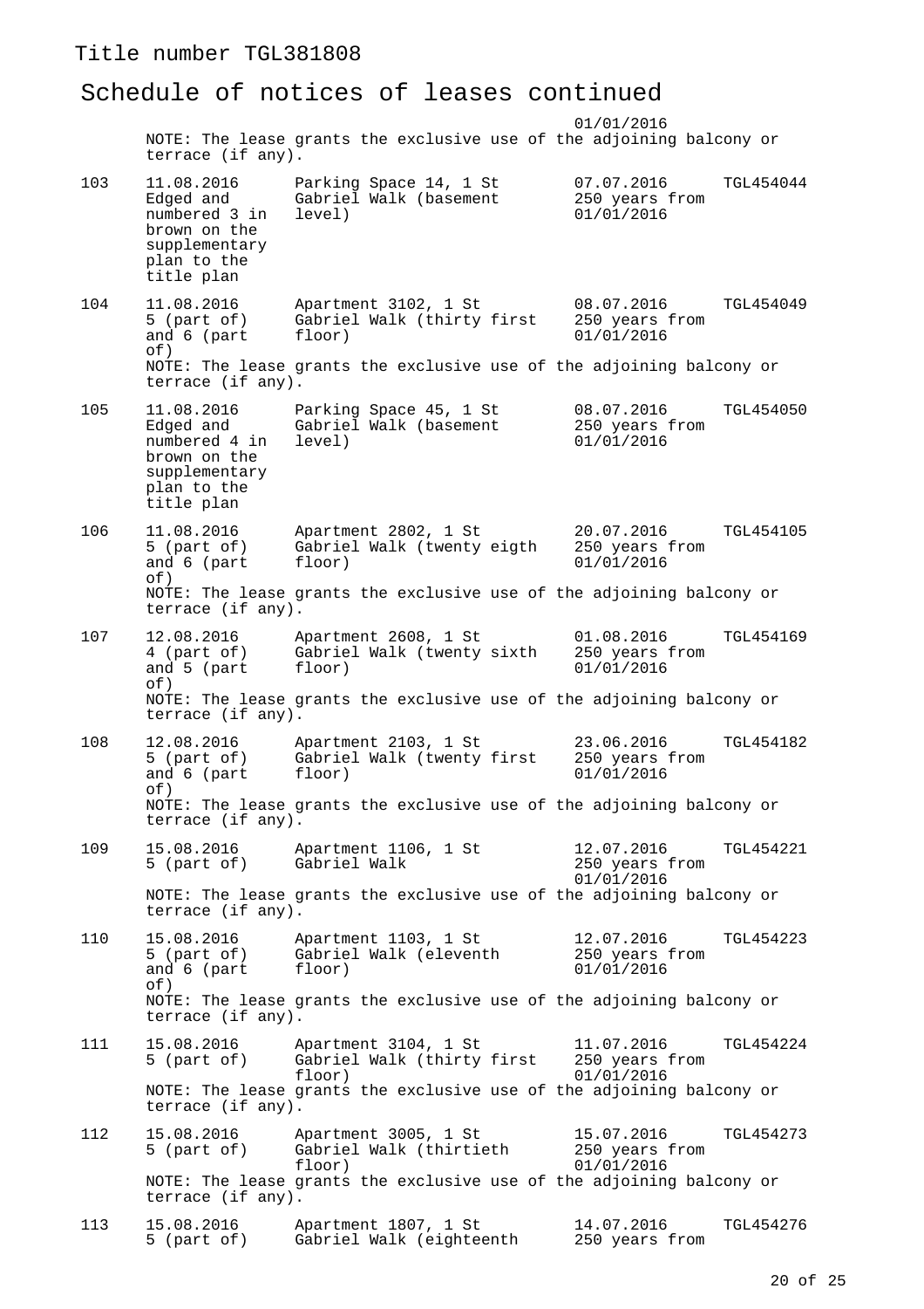Title number TGL381808

## Schedule of notices of leases continued

| | | | | |
|---|---|---|---|---|
| | | | 01/01/2016 | |
| | NOTE: The lease grants the exclusive use of the adjoining balcony or terrace (if any). | | | |
| 103 | 11.08.2016 Edged and numbered 3 in brown on the supplementary plan to the title plan | Parking Space 14, 1 St Gabriel Walk (basement level) | 07.07.2016 250 years from 01/01/2016 | TGL454044 |
| 104 | 11.08.2016 5 (part of) and 6 (part of) | Apartment 3102, 1 St Gabriel Walk (thirty first floor) | 08.07.2016 250 years from 01/01/2016 | TGL454049 |
| | NOTE: The lease grants the exclusive use of the adjoining balcony or terrace (if any). | | | |
| 105 | 11.08.2016 Edged and numbered 4 in brown on the supplementary plan to the title plan | Parking Space 45, 1 St Gabriel Walk (basement level) | 08.07.2016 250 years from 01/01/2016 | TGL454050 |
| 106 | 11.08.2016 5 (part of) and 6 (part of) | Apartment 2802, 1 St Gabriel Walk (twenty eigth floor) | 20.07.2016 250 years from 01/01/2016 | TGL454105 |
| | NOTE: The lease grants the exclusive use of the adjoining balcony or terrace (if any). | | | |
| 107 | 12.08.2016 4 (part of) and 5 (part of) | Apartment 2608, 1 St Gabriel Walk (twenty sixth floor) | 01.08.2016 250 years from 01/01/2016 | TGL454169 |
| | NOTE: The lease grants the exclusive use of the adjoining balcony or terrace (if any). | | | |
| 108 | 12.08.2016 5 (part of) and 6 (part of) | Apartment 2103, 1 St Gabriel Walk (twenty first floor) | 23.06.2016 250 years from 01/01/2016 | TGL454182 |
| | NOTE: The lease grants the exclusive use of the adjoining balcony or terrace (if any). | | | |
| 109 | 15.08.2016 5 (part of) | Apartment 1106, 1 St Gabriel Walk | 12.07.2016 250 years from 01/01/2016 | TGL454221 |
| | NOTE: The lease grants the exclusive use of the adjoining balcony or terrace (if any). | | | |
| 110 | 15.08.2016 5 (part of) and 6 (part of) | Apartment 1103, 1 St Gabriel Walk (eleventh floor) | 12.07.2016 250 years from 01/01/2016 | TGL454223 |
| | NOTE: The lease grants the exclusive use of the adjoining balcony or terrace (if any). | | | |
| 111 | 15.08.2016 5 (part of) | Apartment 3104, 1 St Gabriel Walk (thirty first floor) | 11.07.2016 250 years from 01/01/2016 | TGL454224 |
| | NOTE: The lease grants the exclusive use of the adjoining balcony or terrace (if any). | | | |
| 112 | 15.08.2016 5 (part of) | Apartment 3005, 1 St Gabriel Walk (thirtieth floor) | 15.07.2016 250 years from 01/01/2016 | TGL454273 |
| | NOTE: The lease grants the exclusive use of the adjoining balcony or terrace (if any). | | | |
| 113 | 15.08.2016 5 (part of) | Apartment 1807, 1 St Gabriel Walk (eighteenth | 14.07.2016 250 years from | TGL454276 |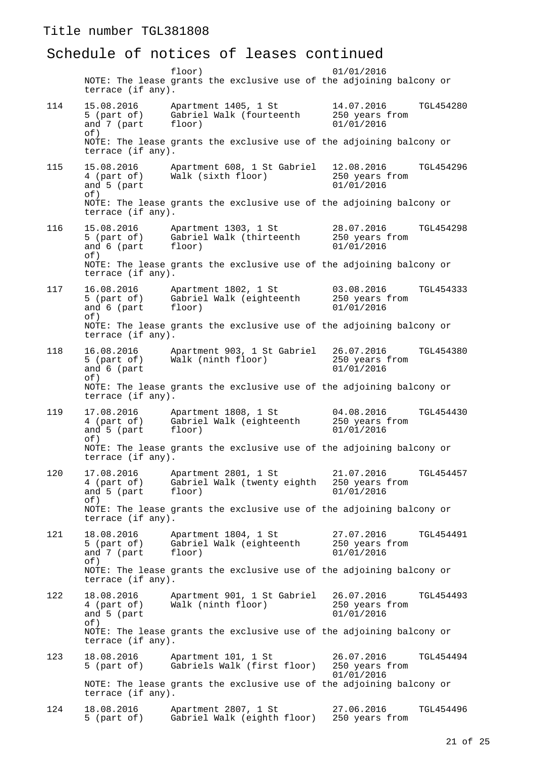Title number TGL381808

## Schedule of notices of leases continued

| | | | | |
|---|---|---|---|---|
| | | floor) | 01/01/2016 | |
| | NOTE: The lease grants the exclusive use of the adjoining balcony or terrace (if any). | | | |
| 114 | 15.08.2016 5 (part of) and 7 (part of) | Apartment 1405, 1 St Gabriel Walk (fourteenth floor) | 14.07.2016 250 years from 01/01/2016 | TGL454280 |
| | NOTE: The lease grants the exclusive use of the adjoining balcony or terrace (if any). | | | |
| 115 | 15.08.2016 4 (part of) and 5 (part of) | Apartment 608, 1 St Gabriel Walk (sixth floor) | 12.08.2016 250 years from 01/01/2016 | TGL454296 |
| | NOTE: The lease grants the exclusive use of the adjoining balcony or terrace (if any). | | | |
| 116 | 15.08.2016 5 (part of) and 6 (part of) | Apartment 1303, 1 St Gabriel Walk (thirteenth floor) | 28.07.2016 250 years from 01/01/2016 | TGL454298 |
| | NOTE: The lease grants the exclusive use of the adjoining balcony or terrace (if any). | | | |
| 117 | 16.08.2016 5 (part of) and 6 (part of) | Apartment 1802, 1 St Gabriel Walk (eighteenth floor) | 03.08.2016 250 years from 01/01/2016 | TGL454333 |
| | NOTE: The lease grants the exclusive use of the adjoining balcony or terrace (if any). | | | |
| 118 | 16.08.2016 5 (part of) and 6 (part of) | Apartment 903, 1 St Gabriel Walk (ninth floor) | 26.07.2016 250 years from 01/01/2016 | TGL454380 |
| | NOTE: The lease grants the exclusive use of the adjoining balcony or terrace (if any). | | | |
| 119 | 17.08.2016 4 (part of) and 5 (part of) | Apartment 1808, 1 St Gabriel Walk (eighteenth floor) | 04.08.2016 250 years from 01/01/2016 | TGL454430 |
| | NOTE: The lease grants the exclusive use of the adjoining balcony or terrace (if any). | | | |
| 120 | 17.08.2016 4 (part of) and 5 (part of) | Apartment 2801, 1 St Gabriel Walk (twenty eighth floor) | 21.07.2016 250 years from 01/01/2016 | TGL454457 |
| | NOTE: The lease grants the exclusive use of the adjoining balcony or terrace (if any). | | | |
| 121 | 18.08.2016 5 (part of) and 7 (part of) | Apartment 1804, 1 St Gabriel Walk (eighteenth floor) | 27.07.2016 250 years from 01/01/2016 | TGL454491 |
| | NOTE: The lease grants the exclusive use of the adjoining balcony or terrace (if any). | | | |
| 122 | 18.08.2016 4 (part of) and 5 (part of) | Apartment 901, 1 St Gabriel Walk (ninth floor) | 26.07.2016 250 years from 01/01/2016 | TGL454493 |
| | NOTE: The lease grants the exclusive use of the adjoining balcony or terrace (if any). | | | |
| 123 | 18.08.2016 5 (part of) | Apartment 101, 1 St Gabriels Walk (first floor) | 26.07.2016 250 years from 01/01/2016 | TGL454494 |
| | NOTE: The lease grants the exclusive use of the adjoining balcony or terrace (if any). | | | |
| 124 | 18.08.2016 5 (part of) | Apartment 2807, 1 St Gabriel Walk (eighth floor) | 27.06.2016 250 years from | TGL454496 |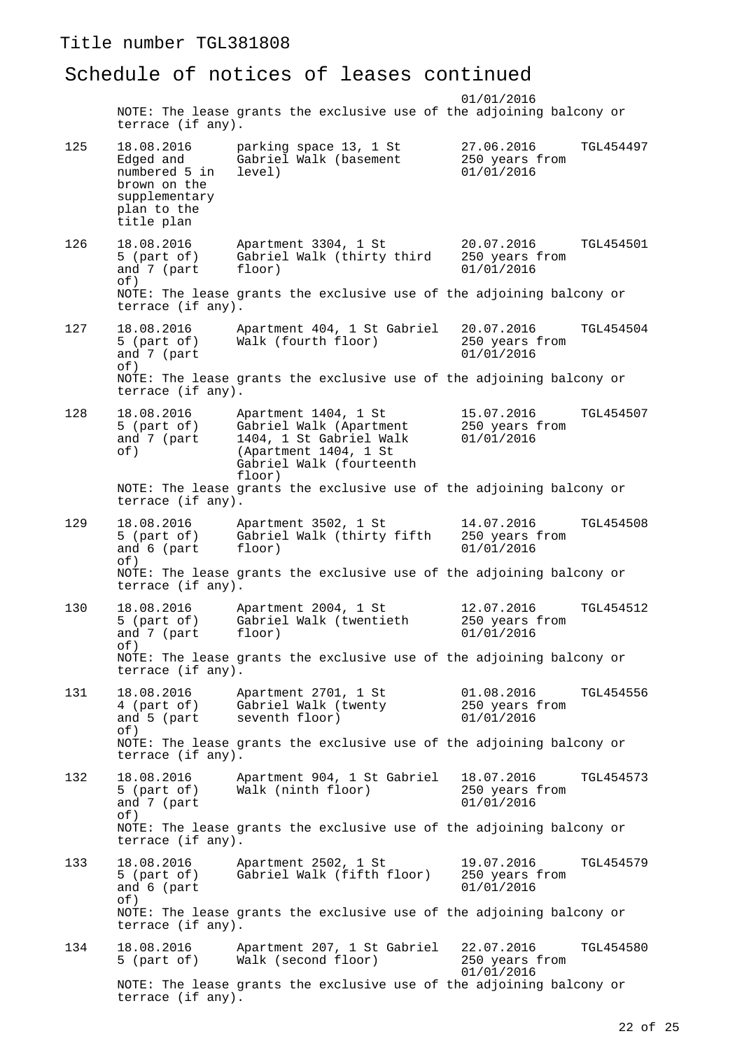Title number TGL381808

## Schedule of notices of leases continued

| Entry | Registration date and plan ref. | Property description | Date of lease and term | Lessee's title |
|---|---|---|---|---|
| | | | 01/01/2016 | |
| | NOTE: The lease grants the exclusive use of the adjoining balcony or terrace (if any). | | | |
| 125 | 18.08.2016 Edged and numbered 5 in brown on the supplementary plan to the title plan | parking space 13, 1 St Gabriel Walk (basement level) | 27.06.2016 250 years from 01/01/2016 | TGL454497 |
| 126 | 18.08.2016 5 (part of) and 7 (part of) | Apartment 3304, 1 St Gabriel Walk (thirty third floor) | 20.07.2016 250 years from 01/01/2016 | TGL454501 |
| | NOTE: The lease grants the exclusive use of the adjoining balcony or terrace (if any). | | | |
| 127 | 18.08.2016 5 (part of) and 7 (part of) | Apartment 404, 1 St Gabriel Walk (fourth floor) | 20.07.2016 250 years from 01/01/2016 | TGL454504 |
| | NOTE: The lease grants the exclusive use of the adjoining balcony or terrace (if any). | | | |
| 128 | 18.08.2016 5 (part of) and 7 (part of) | Apartment 1404, 1 St Gabriel Walk (Apartment 1404, 1 St Gabriel Walk (Apartment 1404, 1 St Gabriel Walk (fourteenth floor) | 15.07.2016 250 years from 01/01/2016 | TGL454507 |
| | NOTE: The lease grants the exclusive use of the adjoining balcony or terrace (if any). | | | |
| 129 | 18.08.2016 5 (part of) and 6 (part of) | Apartment 3502, 1 St Gabriel Walk (thirty fifth floor) | 14.07.2016 250 years from 01/01/2016 | TGL454508 |
| | NOTE: The lease grants the exclusive use of the adjoining balcony or terrace (if any). | | | |
| 130 | 18.08.2016 5 (part of) and 7 (part of) | Apartment 2004, 1 St Gabriel Walk (twentieth floor) | 12.07.2016 250 years from 01/01/2016 | TGL454512 |
| | NOTE: The lease grants the exclusive use of the adjoining balcony or terrace (if any). | | | |
| 131 | 18.08.2016 4 (part of) and 5 (part of) | Apartment 2701, 1 St Gabriel Walk (twenty seventh floor) | 01.08.2016 250 years from 01/01/2016 | TGL454556 |
| | NOTE: The lease grants the exclusive use of the adjoining balcony or terrace (if any). | | | |
| 132 | 18.08.2016 5 (part of) and 7 (part of) | Apartment 904, 1 St Gabriel Walk (ninth floor) | 18.07.2016 250 years from 01/01/2016 | TGL454573 |
| | NOTE: The lease grants the exclusive use of the adjoining balcony or terrace (if any). | | | |
| 133 | 18.08.2016 5 (part of) and 6 (part of) | Apartment 2502, 1 St Gabriel Walk (fifth floor) | 19.07.2016 250 years from 01/01/2016 | TGL454579 |
| | NOTE: The lease grants the exclusive use of the adjoining balcony or terrace (if any). | | | |
| 134 | 18.08.2016 5 (part of) | Apartment 207, 1 St Gabriel Walk (second floor) | 22.07.2016 250 years from 01/01/2016 | TGL454580 |
| | NOTE: The lease grants the exclusive use of the adjoining balcony or terrace (if any). | | | |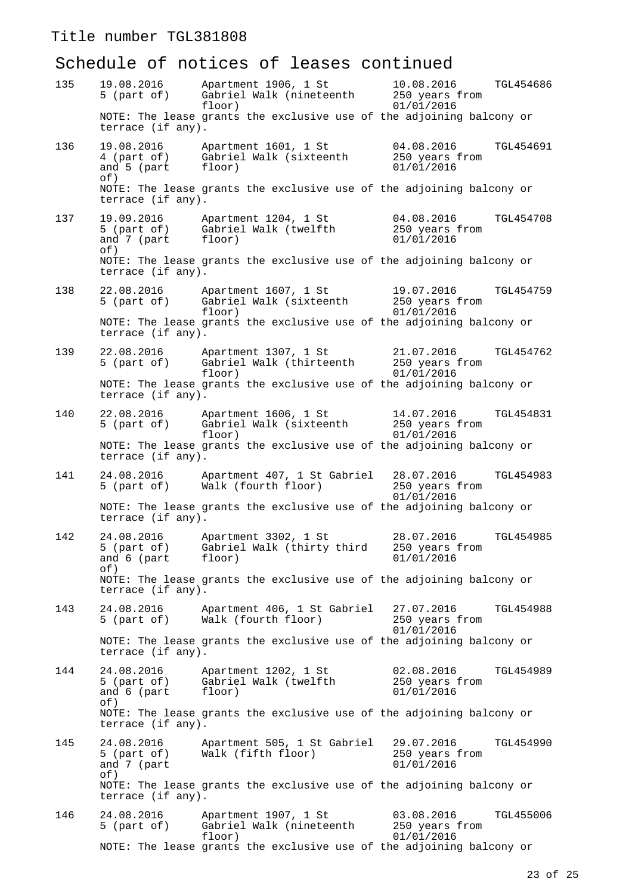Title number TGL381808

## Schedule of notices of leases continued

| | | | | |
|---|---|---|---|---|
| 135 | 19.08.2016 5 (part of) | Apartment 1906, 1 St Gabriel Walk (nineteenth floor) | 10.08.2016 250 years from 01/01/2016 | TGL454686 |
| | NOTE: The lease grants the exclusive use of the adjoining balcony or terrace (if any). | | | |
| 136 | 19.08.2016 4 (part of) and 5 (part of) | Apartment 1601, 1 St Gabriel Walk (sixteenth floor) | 04.08.2016 250 years from 01/01/2016 | TGL454691 |
| | NOTE: The lease grants the exclusive use of the adjoining balcony or terrace (if any). | | | |
| 137 | 19.09.2016 5 (part of) and 7 (part of) | Apartment 1204, 1 St Gabriel Walk (twelfth floor) | 04.08.2016 250 years from 01/01/2016 | TGL454708 |
| | NOTE: The lease grants the exclusive use of the adjoining balcony or terrace (if any). | | | |
| 138 | 22.08.2016 5 (part of) | Apartment 1607, 1 St Gabriel Walk (sixteenth floor) | 19.07.2016 250 years from 01/01/2016 | TGL454759 |
| | NOTE: The lease grants the exclusive use of the adjoining balcony or terrace (if any). | | | |
| 139 | 22.08.2016 5 (part of) | Apartment 1307, 1 St Gabriel Walk (thirteenth floor) | 21.07.2016 250 years from 01/01/2016 | TGL454762 |
| | NOTE: The lease grants the exclusive use of the adjoining balcony or terrace (if any). | | | |
| 140 | 22.08.2016 5 (part of) | Apartment 1606, 1 St Gabriel Walk (sixteenth floor) | 14.07.2016 250 years from 01/01/2016 | TGL454831 |
| | NOTE: The lease grants the exclusive use of the adjoining balcony or terrace (if any). | | | |
| 141 | 24.08.2016 5 (part of) | Apartment 407, 1 St Gabriel Walk (fourth floor) | 28.07.2016 250 years from 01/01/2016 | TGL454983 |
| | NOTE: The lease grants the exclusive use of the adjoining balcony or terrace (if any). | | | |
| 142 | 24.08.2016 5 (part of) and 6 (part of) | Apartment 3302, 1 St Gabriel Walk (thirty third floor) | 28.07.2016 250 years from 01/01/2016 | TGL454985 |
| | NOTE: The lease grants the exclusive use of the adjoining balcony or terrace (if any). | | | |
| 143 | 24.08.2016 5 (part of) | Apartment 406, 1 St Gabriel Walk (fourth floor) | 27.07.2016 250 years from 01/01/2016 | TGL454988 |
| | NOTE: The lease grants the exclusive use of the adjoining balcony or terrace (if any). | | | |
| 144 | 24.08.2016 5 (part of) and 6 (part of) | Apartment 1202, 1 St Gabriel Walk (twelfth floor) | 02.08.2016 250 years from 01/01/2016 | TGL454989 |
| | NOTE: The lease grants the exclusive use of the adjoining balcony or terrace (if any). | | | |
| 145 | 24.08.2016 5 (part of) and 7 (part of) | Apartment 505, 1 St Gabriel Walk (fifth floor) | 29.07.2016 250 years from 01/01/2016 | TGL454990 |
| | NOTE: The lease grants the exclusive use of the adjoining balcony or terrace (if any). | | | |
| 146 | 24.08.2016 5 (part of) | Apartment 1907, 1 St Gabriel Walk (nineteenth floor) | 03.08.2016 250 years from 01/01/2016 | TGL455006 |
| | NOTE: The lease grants the exclusive use of the adjoining balcony or | | | |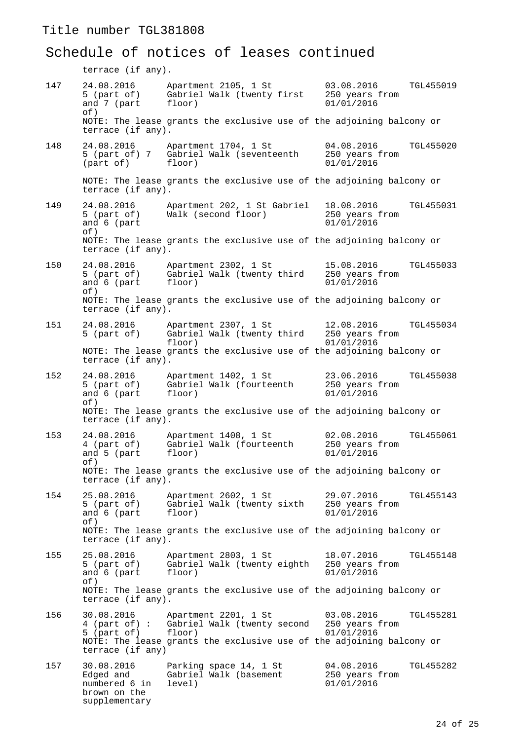Title number TGL381808

## Schedule of notices of leases continued

terrace (if any).

| | Registration date and plan ref. | Property description | Date of lease and term | Lessee's title |
|---|---|---|---|---|
| 147 | 24.08.2016 5 (part of) and 7 (part of) | Apartment 2105, 1 St Gabriel Walk (twenty first floor) | 03.08.2016 250 years from 01/01/2016 | TGL455019 |
| | NOTE: The lease grants the exclusive use of the adjoining balcony or terrace (if any). | | | |
| 148 | 24.08.2016 5 (part of) 7 (part of) | Apartment 1704, 1 St Gabriel Walk (seventeenth floor) | 04.08.2016 250 years from 01/01/2016 | TGL455020 |
| | NOTE: The lease grants the exclusive use of the adjoining balcony or terrace (if any). | | | |
| 149 | 24.08.2016 5 (part of) and 6 (part of) | Apartment 202, 1 St Gabriel Walk (second floor) | 18.08.2016 250 years from 01/01/2016 | TGL455031 |
| | NOTE: The lease grants the exclusive use of the adjoining balcony or terrace (if any). | | | |
| 150 | 24.08.2016 5 (part of) and 6 (part of) | Apartment 2302, 1 St Gabriel Walk (twenty third floor) | 15.08.2016 250 years from 01/01/2016 | TGL455033 |
| | NOTE: The lease grants the exclusive use of the adjoining balcony or terrace (if any). | | | |
| 151 | 24.08.2016 5 (part of) | Apartment 2307, 1 St Gabriel Walk (twenty third floor) | 12.08.2016 250 years from 01/01/2016 | TGL455034 |
| | NOTE: The lease grants the exclusive use of the adjoining balcony or terrace (if any). | | | |
| 152 | 24.08.2016 5 (part of) and 6 (part of) | Apartment 1402, 1 St Gabriel Walk (fourteenth floor) | 23.06.2016 250 years from 01/01/2016 | TGL455038 |
| | NOTE: The lease grants the exclusive use of the adjoining balcony or terrace (if any). | | | |
| 153 | 24.08.2016 4 (part of) and 5 (part of) | Apartment 1408, 1 St Gabriel Walk (fourteenth floor) | 02.08.2016 250 years from 01/01/2016 | TGL455061 |
| | NOTE: The lease grants the exclusive use of the adjoining balcony or terrace (if any). | | | |
| 154 | 25.08.2016 5 (part of) and 6 (part of) | Apartment 2602, 1 St Gabriel Walk (twenty sixth floor) | 29.07.2016 250 years from 01/01/2016 | TGL455143 |
| | NOTE: The lease grants the exclusive use of the adjoining balcony or terrace (if any). | | | |
| 155 | 25.08.2016 5 (part of) and 6 (part of) | Apartment 2803, 1 St Gabriel Walk (twenty eighth floor) | 18.07.2016 250 years from 01/01/2016 | TGL455148 |
| | NOTE: The lease grants the exclusive use of the adjoining balcony or terrace (if any). | | | |
| 156 | 30.08.2016 4 (part of) : 5 (part of) | Apartment 2201, 1 St Gabriel Walk (twenty second floor) | 03.08.2016 250 years from 01/01/2016 | TGL455281 |
| | NOTE: The lease grants the exclusive use of the adjoining balcony or terrace (if any) | | | |
| 157 | 30.08.2016 Edged and numbered 6 in brown on the supplementary | Parking space 14, 1 St Gabriel Walk (basement level) | 04.08.2016 250 years from 01/01/2016 | TGL455282 |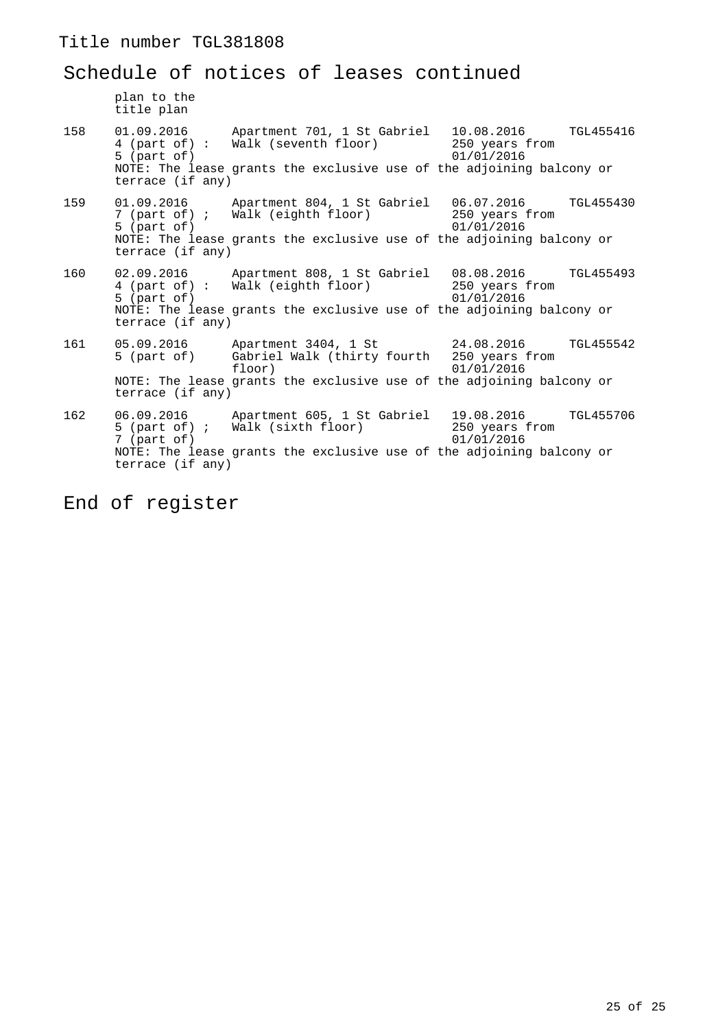Title number TGL381808

## Schedule of notices of leases continued

| | | | | |
|---|---|---|---|---|
| | plan to the title plan | | | |
| 158 | 01.09.2016 4 (part of) : 5 (part of) | Apartment 701, 1 St Gabriel Walk (seventh floor) | 10.08.2016 250 years from 01/01/2016 | TGL455416 |
| | NOTE: The lease grants the exclusive use of the adjoining balcony or terrace (if any) | | | |
| 159 | 01.09.2016 7 (part of) ; 5 (part of) | Apartment 804, 1 St Gabriel Walk (eighth floor) | 06.07.2016 250 years from 01/01/2016 | TGL455430 |
| | NOTE: The lease grants the exclusive use of the adjoining balcony or terrace (if any) | | | |
| 160 | 02.09.2016 4 (part of) : 5 (part of) | Apartment 808, 1 St Gabriel Walk (eighth floor) | 08.08.2016 250 years from 01/01/2016 | TGL455493 |
| | NOTE: The lease grants the exclusive use of the adjoining balcony or terrace (if any) | | | |
| 161 | 05.09.2016 5 (part of) | Apartment 3404, 1 St Gabriel Walk (thirty fourth floor) | 24.08.2016 250 years from 01/01/2016 | TGL455542 |
| | NOTE: The lease grants the exclusive use of the adjoining balcony or terrace (if any) | | | |
| 162 | 06.09.2016 5 (part of) ; 7 (part of) | Apartment 605, 1 St Gabriel Walk (sixth floor) | 19.08.2016 250 years from 01/01/2016 | TGL455706 |
| | NOTE: The lease grants the exclusive use of the adjoining balcony or terrace (if any) | | | |

## End of register